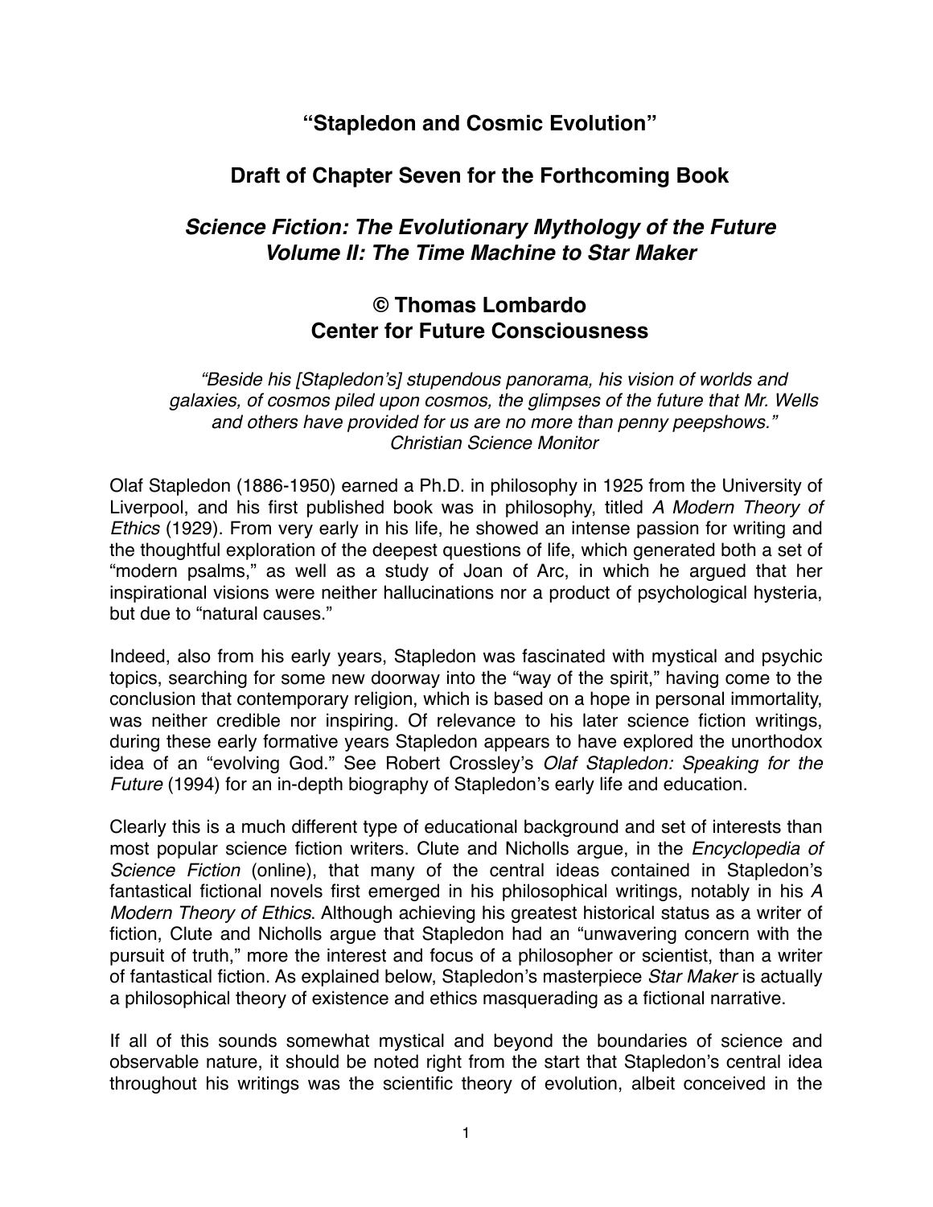# "Stapledon and Cosmic Evolution"

## Draft of Chapter Seven for the Forthcoming Book

## *Science Fiction: The Evolutionary Mythology of the Future*
## *Volume II: The Time Machine to Star Maker*

### © Thomas Lombardo
### Center for Future Consciousness

> *"Beside his [Stapledon's] stupendous panorama, his vision of worlds and galaxies, of cosmos piled upon cosmos, the glimpses of the future that Mr. Wells and others have provided for us are no more than penny peepshows."*
> *Christian Science Monitor*

Olaf Stapledon (1886-1950) earned a Ph.D. in philosophy in 1925 from the University of Liverpool, and his first published book was in philosophy, titled *A Modern Theory of Ethics* (1929). From very early in his life, he showed an intense passion for writing and the thoughtful exploration of the deepest questions of life, which generated both a set of "modern psalms," as well as a study of Joan of Arc, in which he argued that her inspirational visions were neither hallucinations nor a product of psychological hysteria, but due to "natural causes."

Indeed, also from his early years, Stapledon was fascinated with mystical and psychic topics, searching for some new doorway into the "way of the spirit," having come to the conclusion that contemporary religion, which is based on a hope in personal immortality, was neither credible nor inspiring. Of relevance to his later science fiction writings, during these early formative years Stapledon appears to have explored the unorthodox idea of an "evolving God." See Robert Crossley's *Olaf Stapledon: Speaking for the Future* (1994) for an in-depth biography of Stapledon's early life and education.

Clearly this is a much different type of educational background and set of interests than most popular science fiction writers. Clute and Nicholls argue, in the *Encyclopedia of Science Fiction* (online), that many of the central ideas contained in Stapledon's fantastical fictional novels first emerged in his philosophical writings, notably in his *A Modern Theory of Ethics*. Although achieving his greatest historical status as a writer of fiction, Clute and Nicholls argue that Stapledon had an "unwavering concern with the pursuit of truth," more the interest and focus of a philosopher or scientist, than a writer of fantastical fiction. As explained below, Stapledon's masterpiece *Star Maker* is actually a philosophical theory of existence and ethics masquerading as a fictional narrative.

If all of this sounds somewhat mystical and beyond the boundaries of science and observable nature, it should be noted right from the start that Stapledon's central idea throughout his writings was the scientific theory of evolution, albeit conceived in the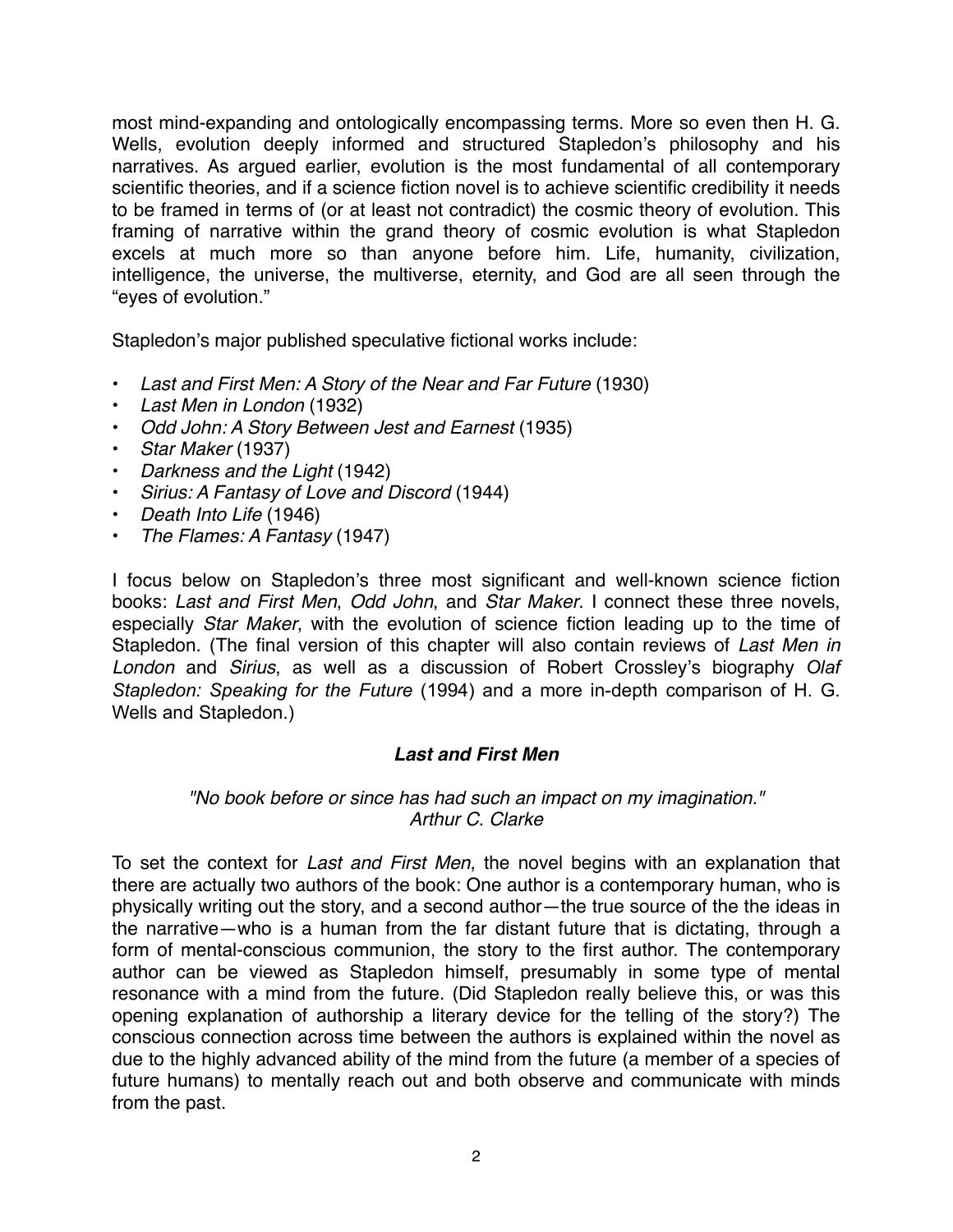most mind-expanding and ontologically encompassing terms. More so even then H. G. Wells, evolution deeply informed and structured Stapledon's philosophy and his narratives. As argued earlier, evolution is the most fundamental of all contemporary scientific theories, and if a science fiction novel is to achieve scientific credibility it needs to be framed in terms of (or at least not contradict) the cosmic theory of evolution. This framing of narrative within the grand theory of cosmic evolution is what Stapledon excels at much more so than anyone before him. Life, humanity, civilization, intelligence, the universe, the multiverse, eternity, and God are all seen through the "eyes of evolution."

Stapledon's major published speculative fictional works include:

- *Last and First Men: A Story of the Near and Far Future* (1930)
- *Last Men in London* (1932)
- *Odd John: A Story Between Jest and Earnest* (1935)
- *Star Maker* (1937)
- *Darkness and the Light* (1942)
- *Sirius: A Fantasy of Love and Discord* (1944)
- *Death Into Life* (1946)
- *The Flames: A Fantasy* (1947)

I focus below on Stapledon's three most significant and well-known science fiction books: *Last and First Men*, *Odd John*, and *Star Maker*. I connect these three novels, especially *Star Maker*, with the evolution of science fiction leading up to the time of Stapledon. (The final version of this chapter will also contain reviews of *Last Men in London* and *Sirius*, as well as a discussion of Robert Crossley's biography *Olaf Stapledon: Speaking for the Future* (1994) and a more in-depth comparison of H. G. Wells and Stapledon.)

### ***Last and First Men***

*"No book before or since has had such an impact on my imagination."*
*Arthur C. Clarke*

To set the context for *Last and First Men*, the novel begins with an explanation that there are actually two authors of the book: One author is a contemporary human, who is physically writing out the story, and a second author—the true source of the the ideas in the narrative—who is a human from the far distant future that is dictating, through a form of mental-conscious communion, the story to the first author. The contemporary author can be viewed as Stapledon himself, presumably in some type of mental resonance with a mind from the future. (Did Stapledon really believe this, or was this opening explanation of authorship a literary device for the telling of the story?) The conscious connection across time between the authors is explained within the novel as due to the highly advanced ability of the mind from the future (a member of a species of future humans) to mentally reach out and both observe and communicate with minds from the past.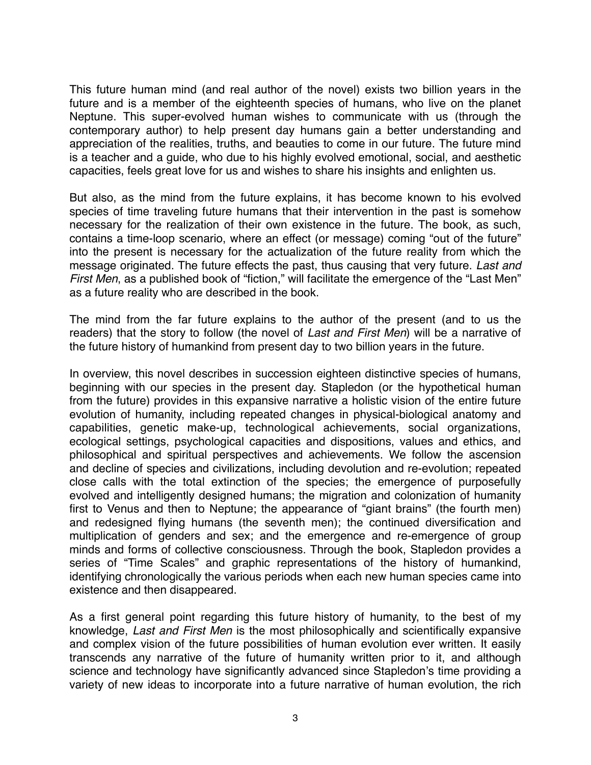This future human mind (and real author of the novel) exists two billion years in the future and is a member of the eighteenth species of humans, who live on the planet Neptune. This super-evolved human wishes to communicate with us (through the contemporary author) to help present day humans gain a better understanding and appreciation of the realities, truths, and beauties to come in our future. The future mind is a teacher and a guide, who due to his highly evolved emotional, social, and aesthetic capacities, feels great love for us and wishes to share his insights and enlighten us.

But also, as the mind from the future explains, it has become known to his evolved species of time traveling future humans that their intervention in the past is somehow necessary for the realization of their own existence in the future. The book, as such, contains a time-loop scenario, where an effect (or message) coming "out of the future" into the present is necessary for the actualization of the future reality from which the message originated. The future effects the past, thus causing that very future. *Last and First Men*, as a published book of "fiction," will facilitate the emergence of the "Last Men" as a future reality who are described in the book.

The mind from the far future explains to the author of the present (and to us the readers) that the story to follow (the novel of *Last and First Men*) will be a narrative of the future history of humankind from present day to two billion years in the future.

In overview, this novel describes in succession eighteen distinctive species of humans, beginning with our species in the present day. Stapledon (or the hypothetical human from the future) provides in this expansive narrative a holistic vision of the entire future evolution of humanity, including repeated changes in physical-biological anatomy and capabilities, genetic make-up, technological achievements, social organizations, ecological settings, psychological capacities and dispositions, values and ethics, and philosophical and spiritual perspectives and achievements. We follow the ascension and decline of species and civilizations, including devolution and re-evolution; repeated close calls with the total extinction of the species; the emergence of purposefully evolved and intelligently designed humans; the migration and colonization of humanity first to Venus and then to Neptune; the appearance of "giant brains" (the fourth men) and redesigned flying humans (the seventh men); the continued diversification and multiplication of genders and sex; and the emergence and re-emergence of group minds and forms of collective consciousness. Through the book, Stapledon provides a series of "Time Scales" and graphic representations of the history of humankind, identifying chronologically the various periods when each new human species came into existence and then disappeared.

As a first general point regarding this future history of humanity, to the best of my knowledge, *Last and First Men* is the most philosophically and scientifically expansive and complex vision of the future possibilities of human evolution ever written. It easily transcends any narrative of the future of humanity written prior to it, and although science and technology have significantly advanced since Stapledon's time providing a variety of new ideas to incorporate into a future narrative of human evolution, the rich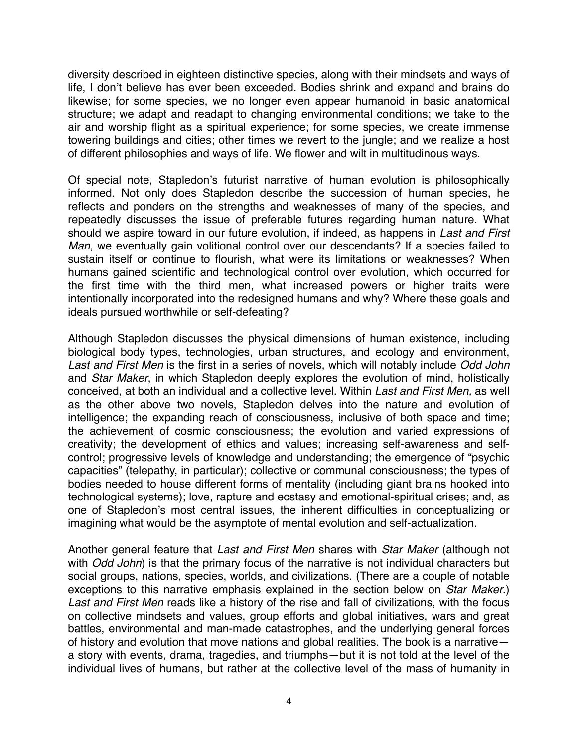diversity described in eighteen distinctive species, along with their mindsets and ways of life, I don't believe has ever been exceeded. Bodies shrink and expand and brains do likewise; for some species, we no longer even appear humanoid in basic anatomical structure; we adapt and readapt to changing environmental conditions; we take to the air and worship flight as a spiritual experience; for some species, we create immense towering buildings and cities; other times we revert to the jungle; and we realize a host of different philosophies and ways of life. We flower and wilt in multitudinous ways.

Of special note, Stapledon's futurist narrative of human evolution is philosophically informed. Not only does Stapledon describe the succession of human species, he reflects and ponders on the strengths and weaknesses of many of the species, and repeatedly discusses the issue of preferable futures regarding human nature. What should we aspire toward in our future evolution, if indeed, as happens in *Last and First Man*, we eventually gain volitional control over our descendants? If a species failed to sustain itself or continue to flourish, what were its limitations or weaknesses? When humans gained scientific and technological control over evolution, which occurred for the first time with the third men, what increased powers or higher traits were intentionally incorporated into the redesigned humans and why? Where these goals and ideals pursued worthwhile or self-defeating?

Although Stapledon discusses the physical dimensions of human existence, including biological body types, technologies, urban structures, and ecology and environment, *Last and First Men* is the first in a series of novels, which will notably include *Odd John* and *Star Maker*, in which Stapledon deeply explores the evolution of mind, holistically conceived, at both an individual and a collective level. Within *Last and First Men,* as well as the other above two novels, Stapledon delves into the nature and evolution of intelligence; the expanding reach of consciousness, inclusive of both space and time; the achievement of cosmic consciousness; the evolution and varied expressions of creativity; the development of ethics and values; increasing self-awareness and self-control; progressive levels of knowledge and understanding; the emergence of "psychic capacities" (telepathy, in particular); collective or communal consciousness; the types of bodies needed to house different forms of mentality (including giant brains hooked into technological systems); love, rapture and ecstasy and emotional-spiritual crises; and, as one of Stapledon's most central issues, the inherent difficulties in conceptualizing or imagining what would be the asymptote of mental evolution and self-actualization.

Another general feature that *Last and First Men* shares with *Star Maker* (although not with *Odd John*) is that the primary focus of the narrative is not individual characters but social groups, nations, species, worlds, and civilizations. (There are a couple of notable exceptions to this narrative emphasis explained in the section below on *Star Maker.*) *Last and First Men* reads like a history of the rise and fall of civilizations, with the focus on collective mindsets and values, group efforts and global initiatives, wars and great battles, environmental and man-made catastrophes, and the underlying general forces of history and evolution that move nations and global realities. The book is a narrative—a story with events, drama, tragedies, and triumphs—but it is not told at the level of the individual lives of humans, but rather at the collective level of the mass of humanity in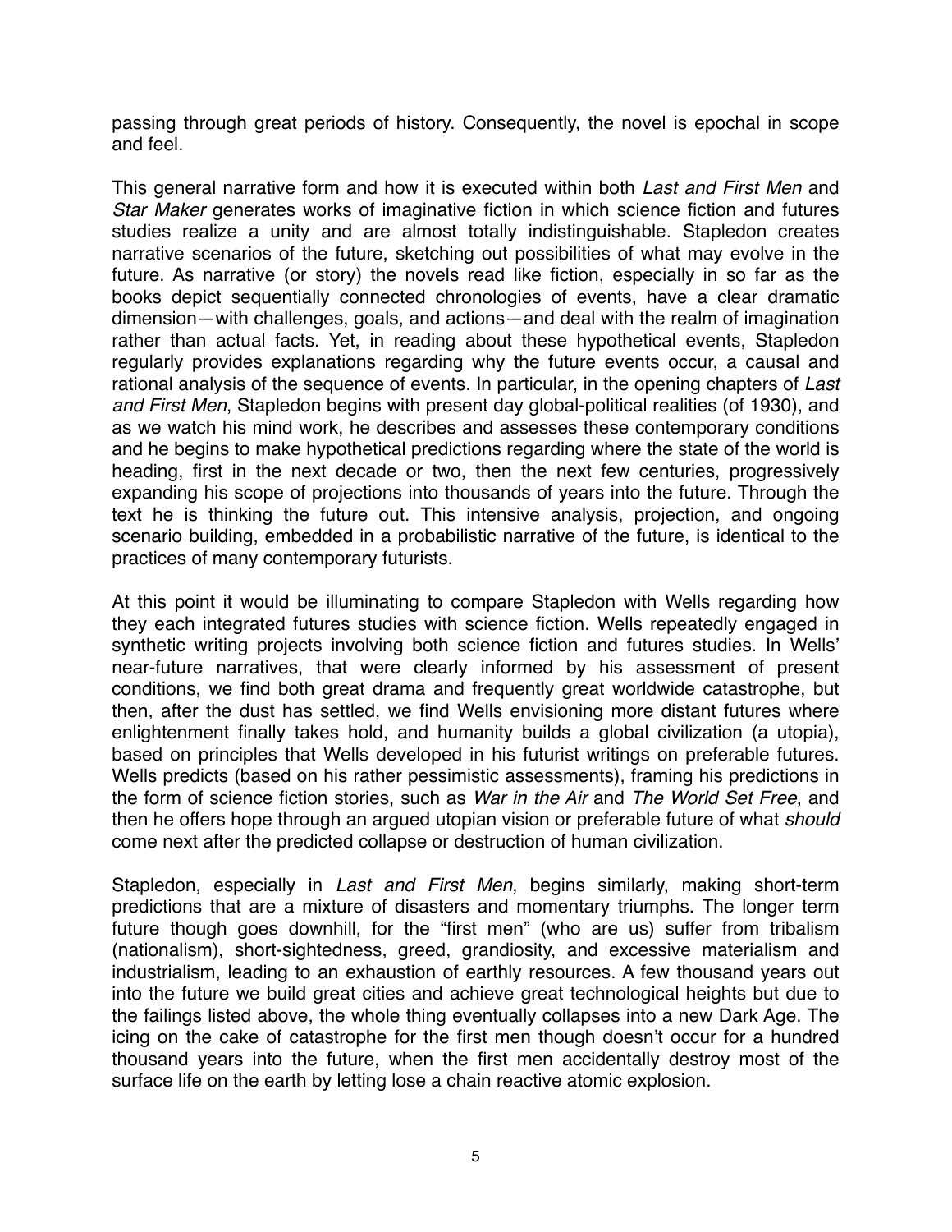passing through great periods of history. Consequently, the novel is epochal in scope and feel.

This general narrative form and how it is executed within both *Last and First Men* and *Star Maker* generates works of imaginative fiction in which science fiction and futures studies realize a unity and are almost totally indistinguishable. Stapledon creates narrative scenarios of the future, sketching out possibilities of what may evolve in the future. As narrative (or story) the novels read like fiction, especially in so far as the books depict sequentially connected chronologies of events, have a clear dramatic dimension—with challenges, goals, and actions—and deal with the realm of imagination rather than actual facts. Yet, in reading about these hypothetical events, Stapledon regularly provides explanations regarding why the future events occur, a causal and rational analysis of the sequence of events. In particular, in the opening chapters of *Last and First Men*, Stapledon begins with present day global-political realities (of 1930), and as we watch his mind work, he describes and assesses these contemporary conditions and he begins to make hypothetical predictions regarding where the state of the world is heading, first in the next decade or two, then the next few centuries, progressively expanding his scope of projections into thousands of years into the future. Through the text he is thinking the future out. This intensive analysis, projection, and ongoing scenario building, embedded in a probabilistic narrative of the future, is identical to the practices of many contemporary futurists.

At this point it would be illuminating to compare Stapledon with Wells regarding how they each integrated futures studies with science fiction. Wells repeatedly engaged in synthetic writing projects involving both science fiction and futures studies. In Wells' near-future narratives, that were clearly informed by his assessment of present conditions, we find both great drama and frequently great worldwide catastrophe, but then, after the dust has settled, we find Wells envisioning more distant futures where enlightenment finally takes hold, and humanity builds a global civilization (a utopia), based on principles that Wells developed in his futurist writings on preferable futures. Wells predicts (based on his rather pessimistic assessments), framing his predictions in the form of science fiction stories, such as *War in the Air* and *The World Set Free*, and then he offers hope through an argued utopian vision or preferable future of what *should* come next after the predicted collapse or destruction of human civilization.

Stapledon, especially in *Last and First Men*, begins similarly, making short-term predictions that are a mixture of disasters and momentary triumphs. The longer term future though goes downhill, for the "first men" (who are us) suffer from tribalism (nationalism), short-sightedness, greed, grandiosity, and excessive materialism and industrialism, leading to an exhaustion of earthly resources. A few thousand years out into the future we build great cities and achieve great technological heights but due to the failings listed above, the whole thing eventually collapses into a new Dark Age. The icing on the cake of catastrophe for the first men though doesn't occur for a hundred thousand years into the future, when the first men accidentally destroy most of the surface life on the earth by letting lose a chain reactive atomic explosion.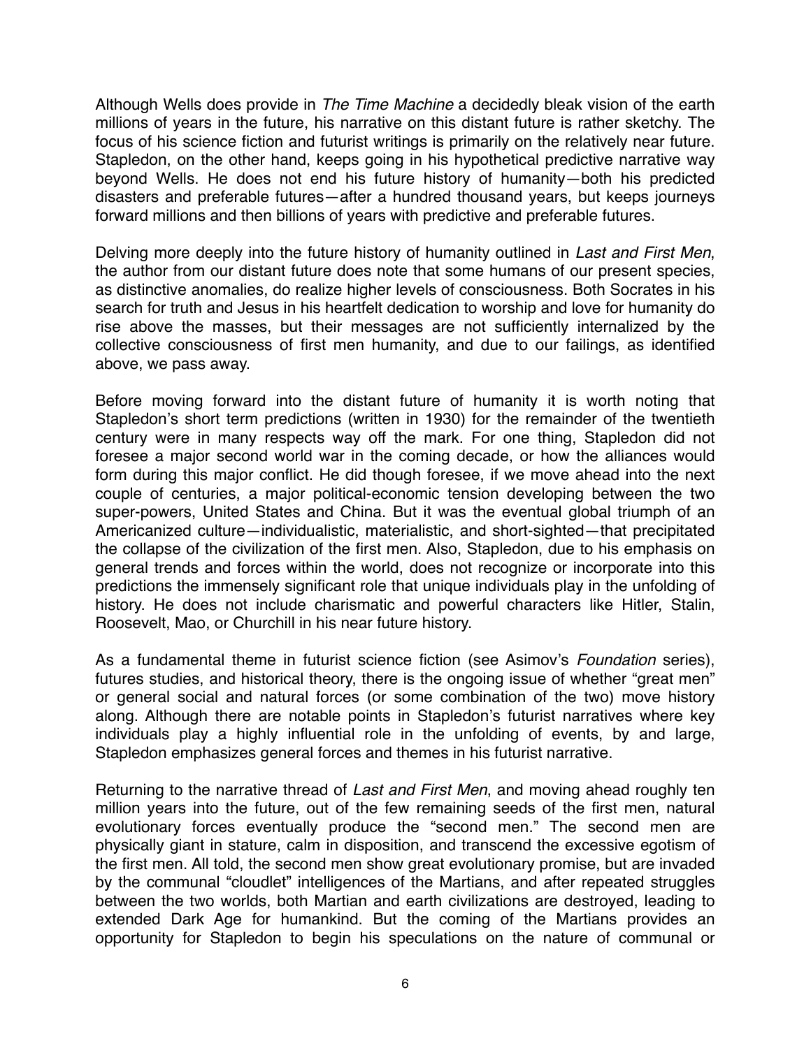Although Wells does provide in *The Time Machine* a decidedly bleak vision of the earth millions of years in the future, his narrative on this distant future is rather sketchy. The focus of his science fiction and futurist writings is primarily on the relatively near future. Stapledon, on the other hand, keeps going in his hypothetical predictive narrative way beyond Wells. He does not end his future history of humanity—both his predicted disasters and preferable futures—after a hundred thousand years, but keeps journeys forward millions and then billions of years with predictive and preferable futures.

Delving more deeply into the future history of humanity outlined in *Last and First Men*, the author from our distant future does note that some humans of our present species, as distinctive anomalies, do realize higher levels of consciousness. Both Socrates in his search for truth and Jesus in his heartfelt dedication to worship and love for humanity do rise above the masses, but their messages are not sufficiently internalized by the collective consciousness of first men humanity, and due to our failings, as identified above, we pass away.

Before moving forward into the distant future of humanity it is worth noting that Stapledon's short term predictions (written in 1930) for the remainder of the twentieth century were in many respects way off the mark. For one thing, Stapledon did not foresee a major second world war in the coming decade, or how the alliances would form during this major conflict. He did though foresee, if we move ahead into the next couple of centuries, a major political-economic tension developing between the two super-powers, United States and China. But it was the eventual global triumph of an Americanized culture—individualistic, materialistic, and short-sighted—that precipitated the collapse of the civilization of the first men. Also, Stapledon, due to his emphasis on general trends and forces within the world, does not recognize or incorporate into this predictions the immensely significant role that unique individuals play in the unfolding of history. He does not include charismatic and powerful characters like Hitler, Stalin, Roosevelt, Mao, or Churchill in his near future history.

As a fundamental theme in futurist science fiction (see Asimov's *Foundation* series), futures studies, and historical theory, there is the ongoing issue of whether "great men" or general social and natural forces (or some combination of the two) move history along. Although there are notable points in Stapledon's futurist narratives where key individuals play a highly influential role in the unfolding of events, by and large, Stapledon emphasizes general forces and themes in his futurist narrative.

Returning to the narrative thread of *Last and First Men*, and moving ahead roughly ten million years into the future, out of the few remaining seeds of the first men, natural evolutionary forces eventually produce the "second men." The second men are physically giant in stature, calm in disposition, and transcend the excessive egotism of the first men. All told, the second men show great evolutionary promise, but are invaded by the communal "cloudlet" intelligences of the Martians, and after repeated struggles between the two worlds, both Martian and earth civilizations are destroyed, leading to extended Dark Age for humankind. But the coming of the Martians provides an opportunity for Stapledon to begin his speculations on the nature of communal or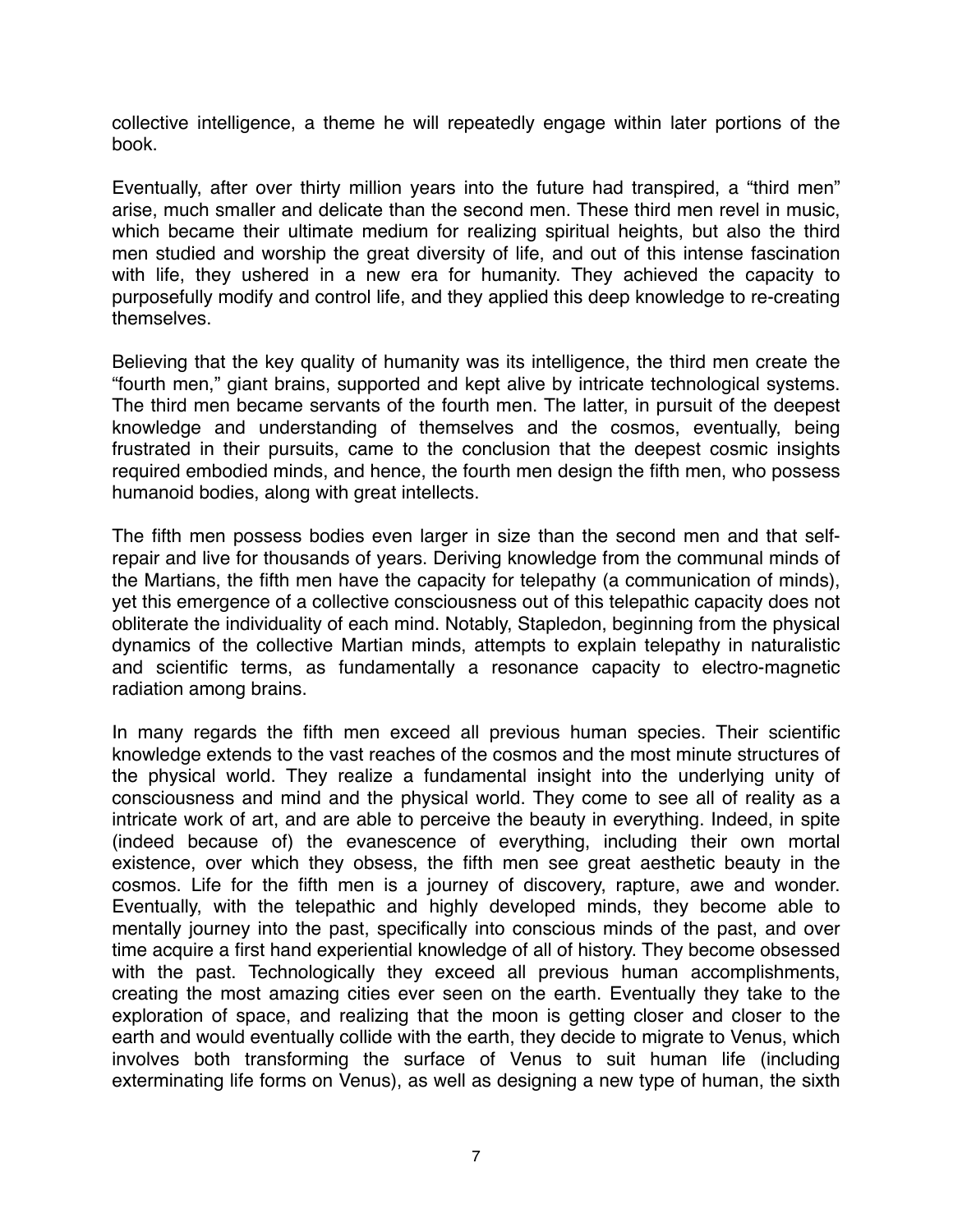collective intelligence, a theme he will repeatedly engage within later portions of the book.

Eventually, after over thirty million years into the future had transpired, a "third men" arise, much smaller and delicate than the second men. These third men revel in music, which became their ultimate medium for realizing spiritual heights, but also the third men studied and worship the great diversity of life, and out of this intense fascination with life, they ushered in a new era for humanity. They achieved the capacity to purposefully modify and control life, and they applied this deep knowledge to re-creating themselves.

Believing that the key quality of humanity was its intelligence, the third men create the "fourth men," giant brains, supported and kept alive by intricate technological systems. The third men became servants of the fourth men. The latter, in pursuit of the deepest knowledge and understanding of themselves and the cosmos, eventually, being frustrated in their pursuits, came to the conclusion that the deepest cosmic insights required embodied minds, and hence, the fourth men design the fifth men, who possess humanoid bodies, along with great intellects.

The fifth men possess bodies even larger in size than the second men and that self-repair and live for thousands of years. Deriving knowledge from the communal minds of the Martians, the fifth men have the capacity for telepathy (a communication of minds), yet this emergence of a collective consciousness out of this telepathic capacity does not obliterate the individuality of each mind. Notably, Stapledon, beginning from the physical dynamics of the collective Martian minds, attempts to explain telepathy in naturalistic and scientific terms, as fundamentally a resonance capacity to electro-magnetic radiation among brains.

In many regards the fifth men exceed all previous human species. Their scientific knowledge extends to the vast reaches of the cosmos and the most minute structures of the physical world. They realize a fundamental insight into the underlying unity of consciousness and mind and the physical world. They come to see all of reality as a intricate work of art, and are able to perceive the beauty in everything. Indeed, in spite (indeed because of) the evanescence of everything, including their own mortal existence, over which they obsess, the fifth men see great aesthetic beauty in the cosmos. Life for the fifth men is a journey of discovery, rapture, awe and wonder. Eventually, with the telepathic and highly developed minds, they become able to mentally journey into the past, specifically into conscious minds of the past, and over time acquire a first hand experiential knowledge of all of history. They become obsessed with the past. Technologically they exceed all previous human accomplishments, creating the most amazing cities ever seen on the earth. Eventually they take to the exploration of space, and realizing that the moon is getting closer and closer to the earth and would eventually collide with the earth, they decide to migrate to Venus, which involves both transforming the surface of Venus to suit human life (including exterminating life forms on Venus), as well as designing a new type of human, the sixth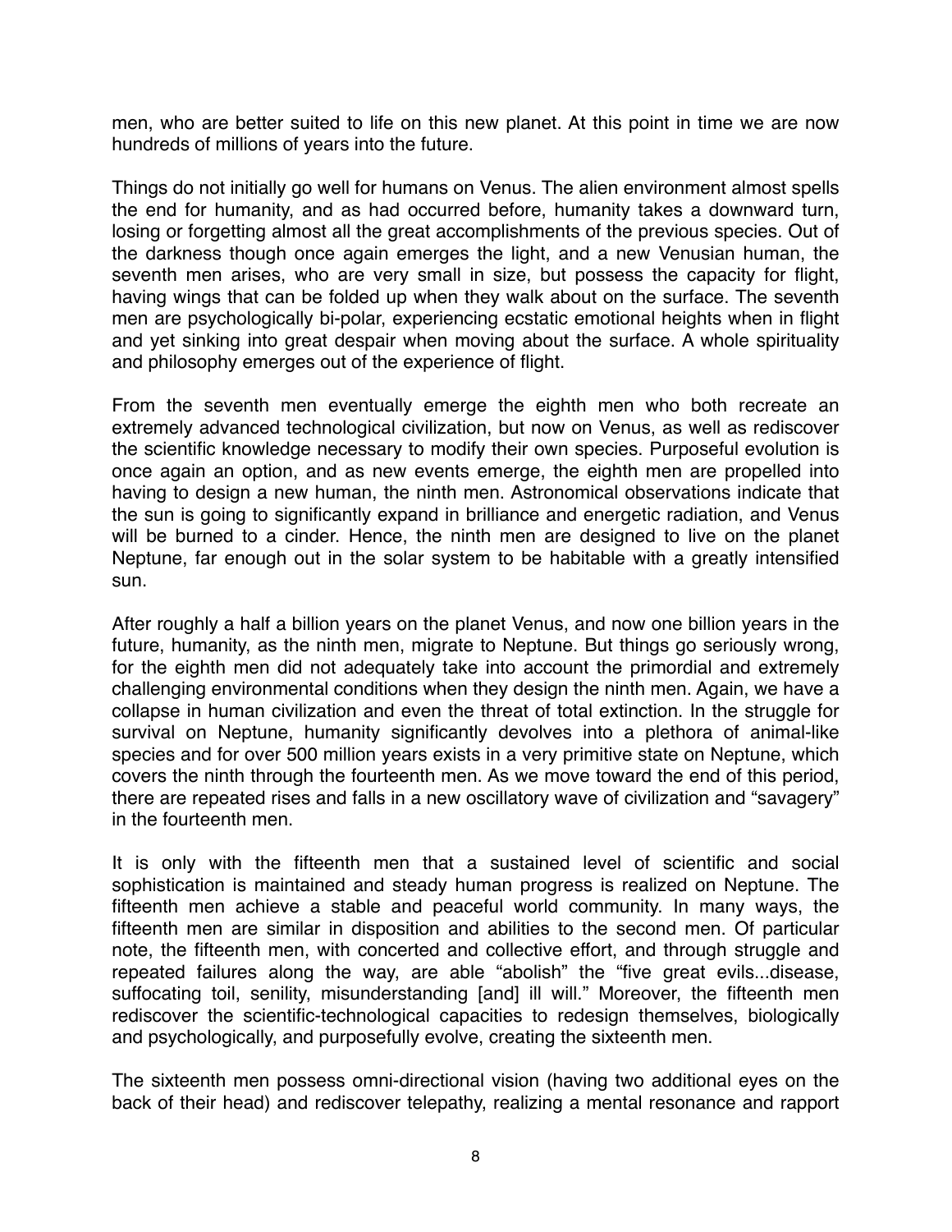men, who are better suited to life on this new planet. At this point in time we are now hundreds of millions of years into the future.

Things do not initially go well for humans on Venus. The alien environment almost spells the end for humanity, and as had occurred before, humanity takes a downward turn, losing or forgetting almost all the great accomplishments of the previous species. Out of the darkness though once again emerges the light, and a new Venusian human, the seventh men arises, who are very small in size, but possess the capacity for flight, having wings that can be folded up when they walk about on the surface. The seventh men are psychologically bi-polar, experiencing ecstatic emotional heights when in flight and yet sinking into great despair when moving about the surface. A whole spirituality and philosophy emerges out of the experience of flight.

From the seventh men eventually emerge the eighth men who both recreate an extremely advanced technological civilization, but now on Venus, as well as rediscover the scientific knowledge necessary to modify their own species. Purposeful evolution is once again an option, and as new events emerge, the eighth men are propelled into having to design a new human, the ninth men. Astronomical observations indicate that the sun is going to significantly expand in brilliance and energetic radiation, and Venus will be burned to a cinder. Hence, the ninth men are designed to live on the planet Neptune, far enough out in the solar system to be habitable with a greatly intensified sun.

After roughly a half a billion years on the planet Venus, and now one billion years in the future, humanity, as the ninth men, migrate to Neptune. But things go seriously wrong, for the eighth men did not adequately take into account the primordial and extremely challenging environmental conditions when they design the ninth men. Again, we have a collapse in human civilization and even the threat of total extinction. In the struggle for survival on Neptune, humanity significantly devolves into a plethora of animal-like species and for over 500 million years exists in a very primitive state on Neptune, which covers the ninth through the fourteenth men. As we move toward the end of this period, there are repeated rises and falls in a new oscillatory wave of civilization and "savagery" in the fourteenth men.

It is only with the fifteenth men that a sustained level of scientific and social sophistication is maintained and steady human progress is realized on Neptune. The fifteenth men achieve a stable and peaceful world community. In many ways, the fifteenth men are similar in disposition and abilities to the second men. Of particular note, the fifteenth men, with concerted and collective effort, and through struggle and repeated failures along the way, are able "abolish" the "five great evils...disease, suffocating toil, senility, misunderstanding [and] ill will." Moreover, the fifteenth men rediscover the scientific-technological capacities to redesign themselves, biologically and psychologically, and purposefully evolve, creating the sixteenth men.

The sixteenth men possess omni-directional vision (having two additional eyes on the back of their head) and rediscover telepathy, realizing a mental resonance and rapport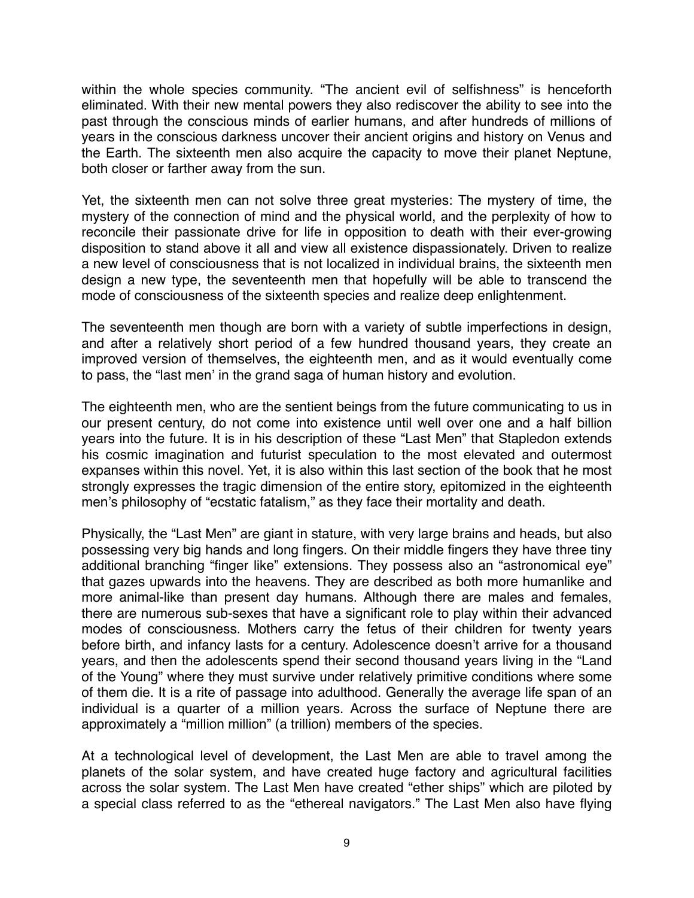within the whole species community. "The ancient evil of selfishness" is henceforth eliminated. With their new mental powers they also rediscover the ability to see into the past through the conscious minds of earlier humans, and after hundreds of millions of years in the conscious darkness uncover their ancient origins and history on Venus and the Earth. The sixteenth men also acquire the capacity to move their planet Neptune, both closer or farther away from the sun.

Yet, the sixteenth men can not solve three great mysteries: The mystery of time, the mystery of the connection of mind and the physical world, and the perplexity of how to reconcile their passionate drive for life in opposition to death with their ever-growing disposition to stand above it all and view all existence dispassionately. Driven to realize a new level of consciousness that is not localized in individual brains, the sixteenth men design a new type, the seventeenth men that hopefully will be able to transcend the mode of consciousness of the sixteenth species and realize deep enlightenment.

The seventeenth men though are born with a variety of subtle imperfections in design, and after a relatively short period of a few hundred thousand years, they create an improved version of themselves, the eighteenth men, and as it would eventually come to pass, the "last men' in the grand saga of human history and evolution.

The eighteenth men, who are the sentient beings from the future communicating to us in our present century, do not come into existence until well over one and a half billion years into the future. It is in his description of these "Last Men" that Stapledon extends his cosmic imagination and futurist speculation to the most elevated and outermost expanses within this novel. Yet, it is also within this last section of the book that he most strongly expresses the tragic dimension of the entire story, epitomized in the eighteenth men's philosophy of "ecstatic fatalism," as they face their mortality and death.

Physically, the "Last Men" are giant in stature, with very large brains and heads, but also possessing very big hands and long fingers. On their middle fingers they have three tiny additional branching "finger like" extensions. They possess also an "astronomical eye" that gazes upwards into the heavens. They are described as both more humanlike and more animal-like than present day humans. Although there are males and females, there are numerous sub-sexes that have a significant role to play within their advanced modes of consciousness. Mothers carry the fetus of their children for twenty years before birth, and infancy lasts for a century. Adolescence doesn't arrive for a thousand years, and then the adolescents spend their second thousand years living in the "Land of the Young" where they must survive under relatively primitive conditions where some of them die. It is a rite of passage into adulthood. Generally the average life span of an individual is a quarter of a million years. Across the surface of Neptune there are approximately a "million million" (a trillion) members of the species.

At a technological level of development, the Last Men are able to travel among the planets of the solar system, and have created huge factory and agricultural facilities across the solar system. The Last Men have created "ether ships" which are piloted by a special class referred to as the "ethereal navigators." The Last Men also have flying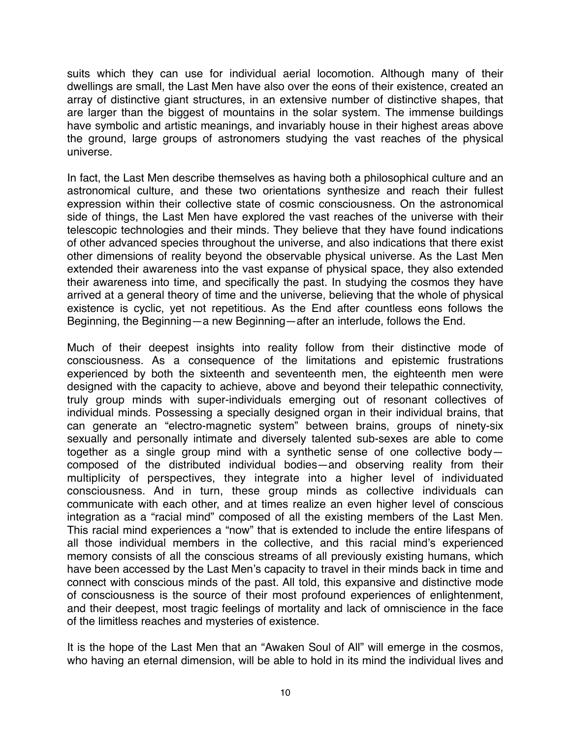suits which they can use for individual aerial locomotion. Although many of their dwellings are small, the Last Men have also over the eons of their existence, created an array of distinctive giant structures, in an extensive number of distinctive shapes, that are larger than the biggest of mountains in the solar system. The immense buildings have symbolic and artistic meanings, and invariably house in their highest areas above the ground, large groups of astronomers studying the vast reaches of the physical universe.

In fact, the Last Men describe themselves as having both a philosophical culture and an astronomical culture, and these two orientations synthesize and reach their fullest expression within their collective state of cosmic consciousness. On the astronomical side of things, the Last Men have explored the vast reaches of the universe with their telescopic technologies and their minds. They believe that they have found indications of other advanced species throughout the universe, and also indications that there exist other dimensions of reality beyond the observable physical universe. As the Last Men extended their awareness into the vast expanse of physical space, they also extended their awareness into time, and specifically the past. In studying the cosmos they have arrived at a general theory of time and the universe, believing that the whole of physical existence is cyclic, yet not repetitious. As the End after countless eons follows the Beginning, the Beginning—a new Beginning—after an interlude, follows the End.

Much of their deepest insights into reality follow from their distinctive mode of consciousness. As a consequence of the limitations and epistemic frustrations experienced by both the sixteenth and seventeenth men, the eighteenth men were designed with the capacity to achieve, above and beyond their telepathic connectivity, truly group minds with super-individuals emerging out of resonant collectives of individual minds. Possessing a specially designed organ in their individual brains, that can generate an "electro-magnetic system" between brains, groups of ninety-six sexually and personally intimate and diversely talented sub-sexes are able to come together as a single group mind with a synthetic sense of one collective body—composed of the distributed individual bodies—and observing reality from their multiplicity of perspectives, they integrate into a higher level of individuated consciousness. And in turn, these group minds as collective individuals can communicate with each other, and at times realize an even higher level of conscious integration as a "racial mind" composed of all the existing members of the Last Men. This racial mind experiences a "now" that is extended to include the entire lifespans of all those individual members in the collective, and this racial mind's experienced memory consists of all the conscious streams of all previously existing humans, which have been accessed by the Last Men's capacity to travel in their minds back in time and connect with conscious minds of the past. All told, this expansive and distinctive mode of consciousness is the source of their most profound experiences of enlightenment, and their deepest, most tragic feelings of mortality and lack of omniscience in the face of the limitless reaches and mysteries of existence.

It is the hope of the Last Men that an "Awaken Soul of All" will emerge in the cosmos, who having an eternal dimension, will be able to hold in its mind the individual lives and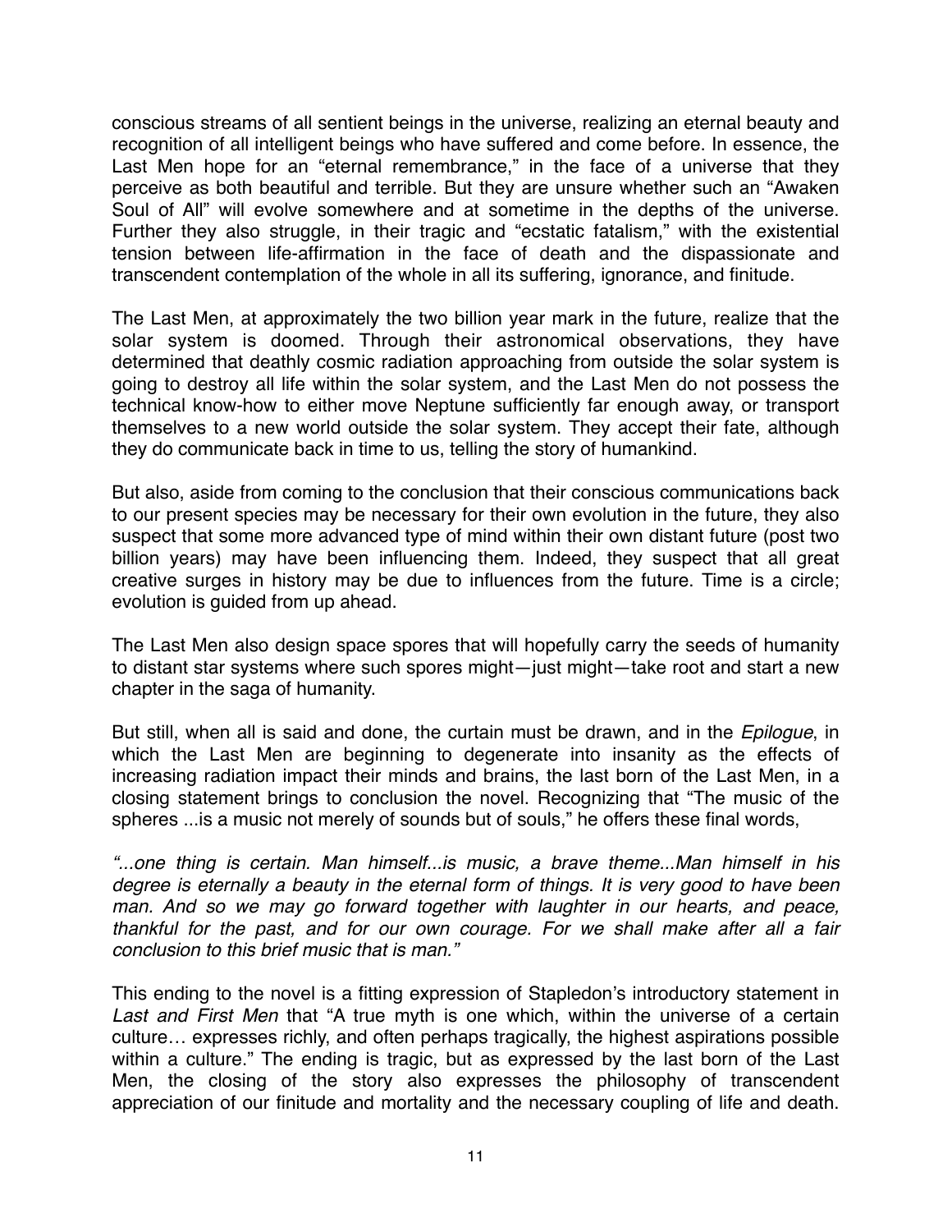conscious streams of all sentient beings in the universe, realizing an eternal beauty and recognition of all intelligent beings who have suffered and come before. In essence, the Last Men hope for an "eternal remembrance," in the face of a universe that they perceive as both beautiful and terrible. But they are unsure whether such an "Awaken Soul of All" will evolve somewhere and at sometime in the depths of the universe. Further they also struggle, in their tragic and "ecstatic fatalism," with the existential tension between life-affirmation in the face of death and the dispassionate and transcendent contemplation of the whole in all its suffering, ignorance, and finitude.

The Last Men, at approximately the two billion year mark in the future, realize that the solar system is doomed. Through their astronomical observations, they have determined that deathly cosmic radiation approaching from outside the solar system is going to destroy all life within the solar system, and the Last Men do not possess the technical know-how to either move Neptune sufficiently far enough away, or transport themselves to a new world outside the solar system. They accept their fate, although they do communicate back in time to us, telling the story of humankind.

But also, aside from coming to the conclusion that their conscious communications back to our present species may be necessary for their own evolution in the future, they also suspect that some more advanced type of mind within their own distant future (post two billion years) may have been influencing them. Indeed, they suspect that all great creative surges in history may be due to influences from the future. Time is a circle; evolution is guided from up ahead.

The Last Men also design space spores that will hopefully carry the seeds of humanity to distant star systems where such spores might—just might—take root and start a new chapter in the saga of humanity.

But still, when all is said and done, the curtain must be drawn, and in the *Epilogue*, in which the Last Men are beginning to degenerate into insanity as the effects of increasing radiation impact their minds and brains, the last born of the Last Men, in a closing statement brings to conclusion the novel. Recognizing that "The music of the spheres ...is a music not merely of sounds but of souls," he offers these final words,

*"...one thing is certain. Man himself...is music, a brave theme...Man himself in his degree is eternally a beauty in the eternal form of things. It is very good to have been man. And so we may go forward together with laughter in our hearts, and peace, thankful for the past, and for our own courage. For we shall make after all a fair conclusion to this brief music that is man."*

This ending to the novel is a fitting expression of Stapledon's introductory statement in *Last and First Men* that "A true myth is one which, within the universe of a certain culture… expresses richly, and often perhaps tragically, the highest aspirations possible within a culture." The ending is tragic, but as expressed by the last born of the Last Men, the closing of the story also expresses the philosophy of transcendent appreciation of our finitude and mortality and the necessary coupling of life and death.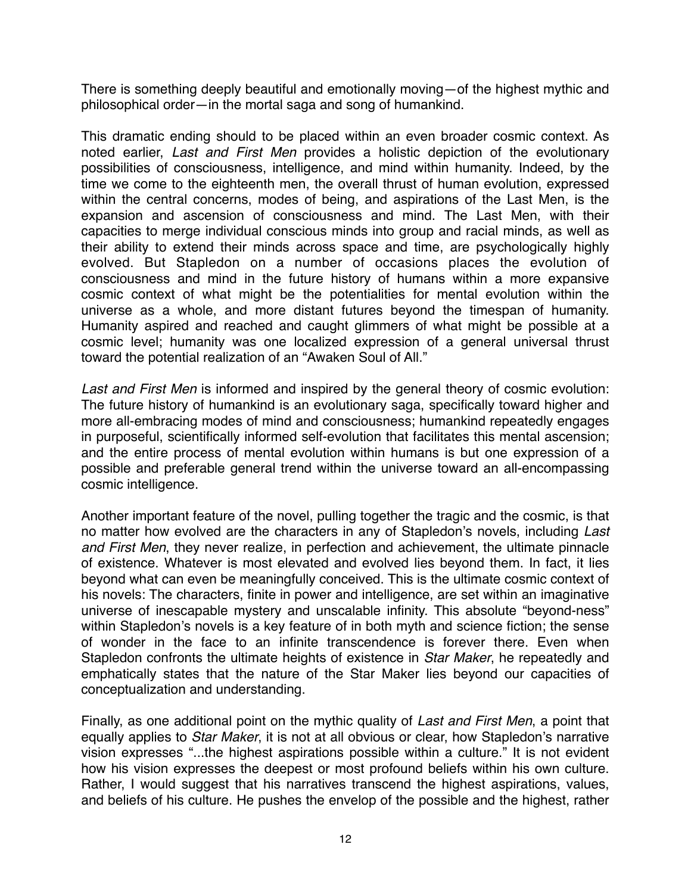There is something deeply beautiful and emotionally moving—of the highest mythic and philosophical order—in the mortal saga and song of humankind.

This dramatic ending should to be placed within an even broader cosmic context. As noted earlier, *Last and First Men* provides a holistic depiction of the evolutionary possibilities of consciousness, intelligence, and mind within humanity. Indeed, by the time we come to the eighteenth men, the overall thrust of human evolution, expressed within the central concerns, modes of being, and aspirations of the Last Men, is the expansion and ascension of consciousness and mind. The Last Men, with their capacities to merge individual conscious minds into group and racial minds, as well as their ability to extend their minds across space and time, are psychologically highly evolved. But Stapledon on a number of occasions places the evolution of consciousness and mind in the future history of humans within a more expansive cosmic context of what might be the potentialities for mental evolution within the universe as a whole, and more distant futures beyond the timespan of humanity. Humanity aspired and reached and caught glimmers of what might be possible at a cosmic level; humanity was one localized expression of a general universal thrust toward the potential realization of an "Awaken Soul of All."

*Last and First Men* is informed and inspired by the general theory of cosmic evolution: The future history of humankind is an evolutionary saga, specifically toward higher and more all-embracing modes of mind and consciousness; humankind repeatedly engages in purposeful, scientifically informed self-evolution that facilitates this mental ascension; and the entire process of mental evolution within humans is but one expression of a possible and preferable general trend within the universe toward an all-encompassing cosmic intelligence.

Another important feature of the novel, pulling together the tragic and the cosmic, is that no matter how evolved are the characters in any of Stapledon's novels, including *Last and First Men*, they never realize, in perfection and achievement, the ultimate pinnacle of existence. Whatever is most elevated and evolved lies beyond them. In fact, it lies beyond what can even be meaningfully conceived. This is the ultimate cosmic context of his novels: The characters, finite in power and intelligence, are set within an imaginative universe of inescapable mystery and unscalable infinity. This absolute "beyond-ness" within Stapledon's novels is a key feature of in both myth and science fiction; the sense of wonder in the face to an infinite transcendence is forever there. Even when Stapledon confronts the ultimate heights of existence in *Star Maker*, he repeatedly and emphatically states that the nature of the Star Maker lies beyond our capacities of conceptualization and understanding.

Finally, as one additional point on the mythic quality of *Last and First Men*, a point that equally applies to *Star Maker*, it is not at all obvious or clear, how Stapledon's narrative vision expresses "...the highest aspirations possible within a culture." It is not evident how his vision expresses the deepest or most profound beliefs within his own culture. Rather, I would suggest that his narratives transcend the highest aspirations, values, and beliefs of his culture. He pushes the envelop of the possible and the highest, rather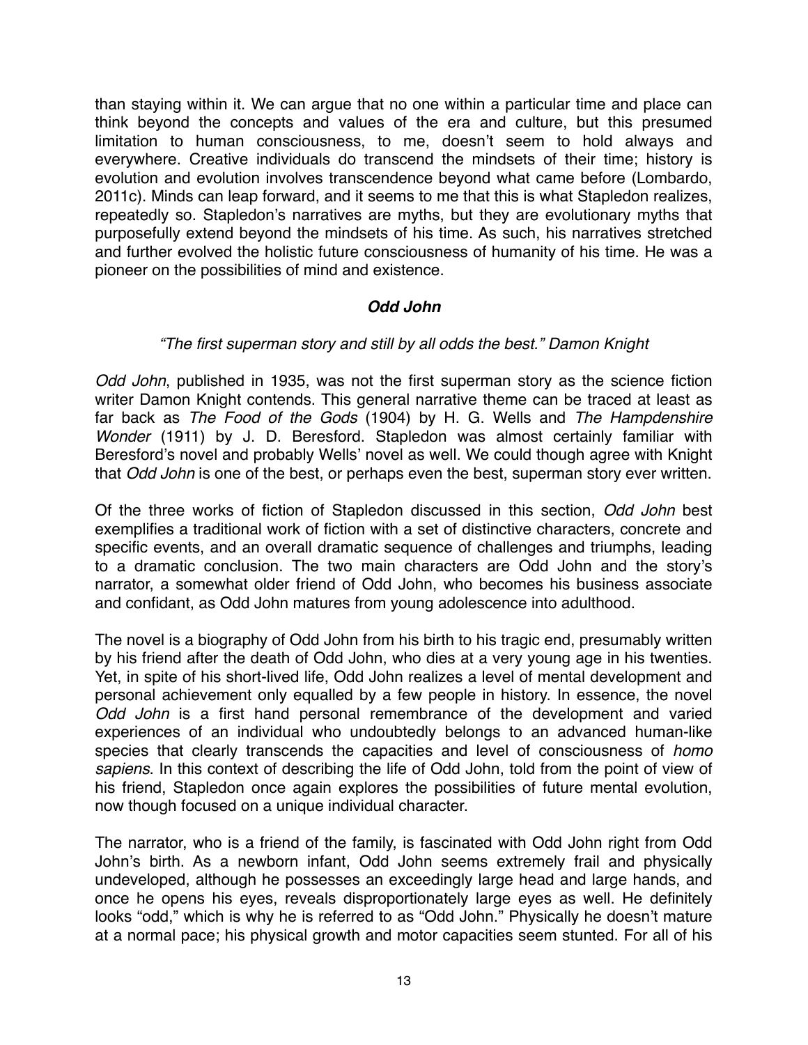than staying within it. We can argue that no one within a particular time and place can think beyond the concepts and values of the era and culture, but this presumed limitation to human consciousness, to me, doesn't seem to hold always and everywhere. Creative individuals do transcend the mindsets of their time; history is evolution and evolution involves transcendence beyond what came before (Lombardo, 2011c). Minds can leap forward, and it seems to me that this is what Stapledon realizes, repeatedly so. Stapledon's narratives are myths, but they are evolutionary myths that purposefully extend beyond the mindsets of his time. As such, his narratives stretched and further evolved the holistic future consciousness of humanity of his time. He was a pioneer on the possibilities of mind and existence.

### *Odd John*

*"The first superman story and still by all odds the best." Damon Knight*

*Odd John*, published in 1935, was not the first superman story as the science fiction writer Damon Knight contends. This general narrative theme can be traced at least as far back as *The Food of the Gods* (1904) by H. G. Wells and *The Hampdenshire Wonder* (1911) by J. D. Beresford. Stapledon was almost certainly familiar with Beresford's novel and probably Wells' novel as well. We could though agree with Knight that *Odd John* is one of the best, or perhaps even the best, superman story ever written.

Of the three works of fiction of Stapledon discussed in this section, *Odd John* best exemplifies a traditional work of fiction with a set of distinctive characters, concrete and specific events, and an overall dramatic sequence of challenges and triumphs, leading to a dramatic conclusion. The two main characters are Odd John and the story's narrator, a somewhat older friend of Odd John, who becomes his business associate and confidant, as Odd John matures from young adolescence into adulthood.

The novel is a biography of Odd John from his birth to his tragic end, presumably written by his friend after the death of Odd John, who dies at a very young age in his twenties. Yet, in spite of his short-lived life, Odd John realizes a level of mental development and personal achievement only equalled by a few people in history. In essence, the novel *Odd John* is a first hand personal remembrance of the development and varied experiences of an individual who undoubtedly belongs to an advanced human-like species that clearly transcends the capacities and level of consciousness of *homo sapiens*. In this context of describing the life of Odd John, told from the point of view of his friend, Stapledon once again explores the possibilities of future mental evolution, now though focused on a unique individual character.

The narrator, who is a friend of the family, is fascinated with Odd John right from Odd John's birth. As a newborn infant, Odd John seems extremely frail and physically undeveloped, although he possesses an exceedingly large head and large hands, and once he opens his eyes, reveals disproportionately large eyes as well. He definitely looks "odd," which is why he is referred to as "Odd John." Physically he doesn't mature at a normal pace; his physical growth and motor capacities seem stunted. For all of his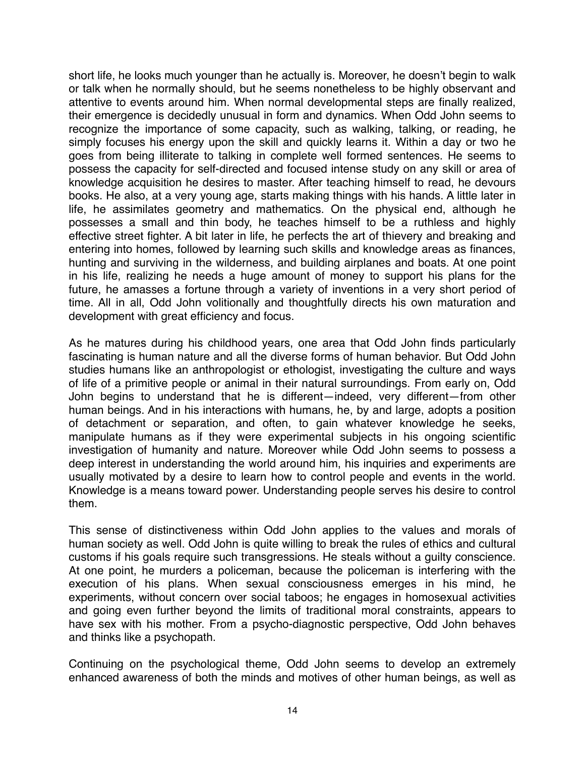short life, he looks much younger than he actually is. Moreover, he doesn't begin to walk or talk when he normally should, but he seems nonetheless to be highly observant and attentive to events around him. When normal developmental steps are finally realized, their emergence is decidedly unusual in form and dynamics. When Odd John seems to recognize the importance of some capacity, such as walking, talking, or reading, he simply focuses his energy upon the skill and quickly learns it. Within a day or two he goes from being illiterate to talking in complete well formed sentences. He seems to possess the capacity for self-directed and focused intense study on any skill or area of knowledge acquisition he desires to master. After teaching himself to read, he devours books. He also, at a very young age, starts making things with his hands. A little later in life, he assimilates geometry and mathematics. On the physical end, although he possesses a small and thin body, he teaches himself to be a ruthless and highly effective street fighter. A bit later in life, he perfects the art of thievery and breaking and entering into homes, followed by learning such skills and knowledge areas as finances, hunting and surviving in the wilderness, and building airplanes and boats. At one point in his life, realizing he needs a huge amount of money to support his plans for the future, he amasses a fortune through a variety of inventions in a very short period of time. All in all, Odd John volitionally and thoughtfully directs his own maturation and development with great efficiency and focus.

As he matures during his childhood years, one area that Odd John finds particularly fascinating is human nature and all the diverse forms of human behavior. But Odd John studies humans like an anthropologist or ethologist, investigating the culture and ways of life of a primitive people or animal in their natural surroundings. From early on, Odd John begins to understand that he is different—indeed, very different—from other human beings. And in his interactions with humans, he, by and large, adopts a position of detachment or separation, and often, to gain whatever knowledge he seeks, manipulate humans as if they were experimental subjects in his ongoing scientific investigation of humanity and nature. Moreover while Odd John seems to possess a deep interest in understanding the world around him, his inquiries and experiments are usually motivated by a desire to learn how to control people and events in the world. Knowledge is a means toward power. Understanding people serves his desire to control them.

This sense of distinctiveness within Odd John applies to the values and morals of human society as well. Odd John is quite willing to break the rules of ethics and cultural customs if his goals require such transgressions. He steals without a guilty conscience. At one point, he murders a policeman, because the policeman is interfering with the execution of his plans. When sexual consciousness emerges in his mind, he experiments, without concern over social taboos; he engages in homosexual activities and going even further beyond the limits of traditional moral constraints, appears to have sex with his mother. From a psycho-diagnostic perspective, Odd John behaves and thinks like a psychopath.

Continuing on the psychological theme, Odd John seems to develop an extremely enhanced awareness of both the minds and motives of other human beings, as well as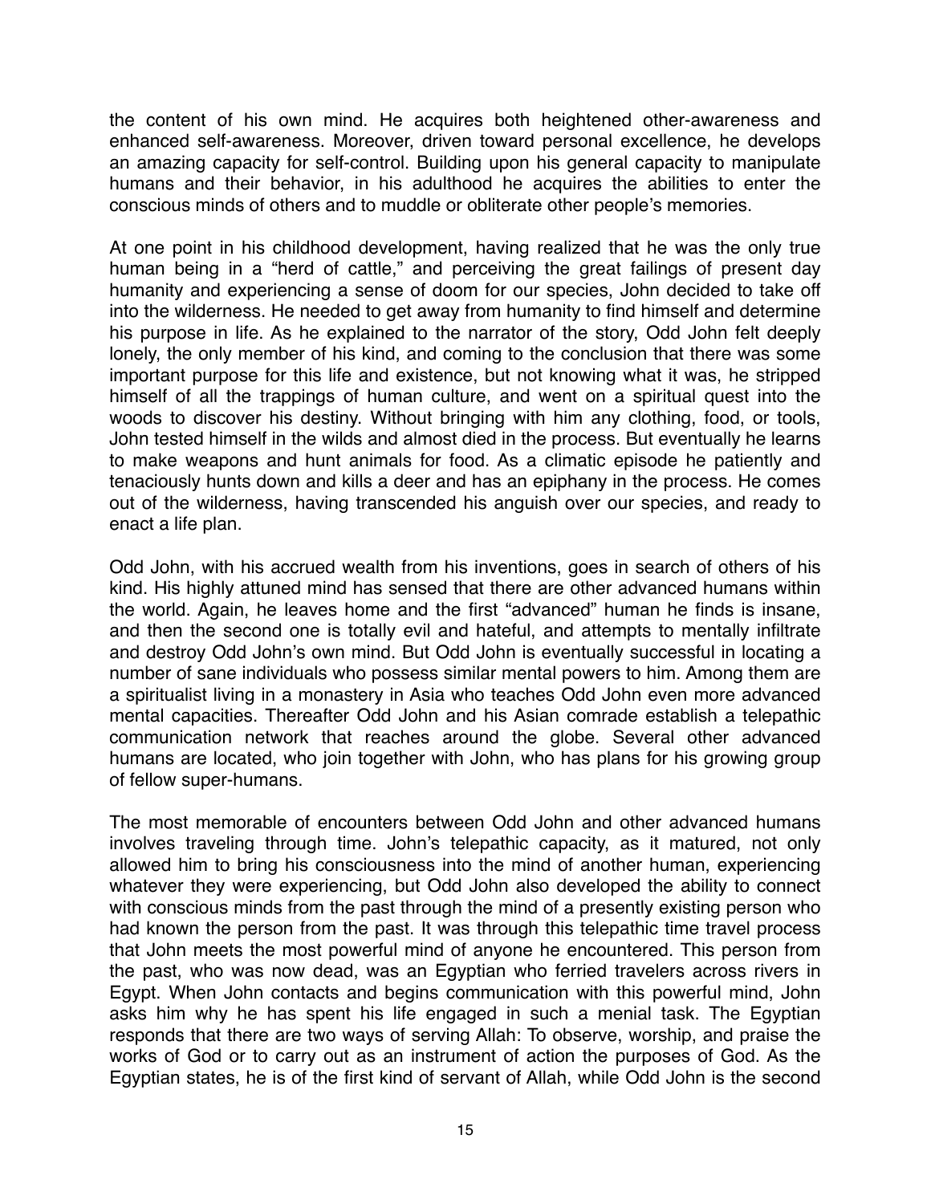the content of his own mind. He acquires both heightened other-awareness and enhanced self-awareness. Moreover, driven toward personal excellence, he develops an amazing capacity for self-control. Building upon his general capacity to manipulate humans and their behavior, in his adulthood he acquires the abilities to enter the conscious minds of others and to muddle or obliterate other people's memories.

At one point in his childhood development, having realized that he was the only true human being in a "herd of cattle," and perceiving the great failings of present day humanity and experiencing a sense of doom for our species, John decided to take off into the wilderness. He needed to get away from humanity to find himself and determine his purpose in life. As he explained to the narrator of the story, Odd John felt deeply lonely, the only member of his kind, and coming to the conclusion that there was some important purpose for this life and existence, but not knowing what it was, he stripped himself of all the trappings of human culture, and went on a spiritual quest into the woods to discover his destiny. Without bringing with him any clothing, food, or tools, John tested himself in the wilds and almost died in the process. But eventually he learns to make weapons and hunt animals for food. As a climatic episode he patiently and tenaciously hunts down and kills a deer and has an epiphany in the process. He comes out of the wilderness, having transcended his anguish over our species, and ready to enact a life plan.

Odd John, with his accrued wealth from his inventions, goes in search of others of his kind. His highly attuned mind has sensed that there are other advanced humans within the world. Again, he leaves home and the first "advanced" human he finds is insane, and then the second one is totally evil and hateful, and attempts to mentally infiltrate and destroy Odd John's own mind. But Odd John is eventually successful in locating a number of sane individuals who possess similar mental powers to him. Among them are a spiritualist living in a monastery in Asia who teaches Odd John even more advanced mental capacities. Thereafter Odd John and his Asian comrade establish a telepathic communication network that reaches around the globe. Several other advanced humans are located, who join together with John, who has plans for his growing group of fellow super-humans.

The most memorable of encounters between Odd John and other advanced humans involves traveling through time. John's telepathic capacity, as it matured, not only allowed him to bring his consciousness into the mind of another human, experiencing whatever they were experiencing, but Odd John also developed the ability to connect with conscious minds from the past through the mind of a presently existing person who had known the person from the past. It was through this telepathic time travel process that John meets the most powerful mind of anyone he encountered. This person from the past, who was now dead, was an Egyptian who ferried travelers across rivers in Egypt. When John contacts and begins communication with this powerful mind, John asks him why he has spent his life engaged in such a menial task. The Egyptian responds that there are two ways of serving Allah: To observe, worship, and praise the works of God or to carry out as an instrument of action the purposes of God. As the Egyptian states, he is of the first kind of servant of Allah, while Odd John is the second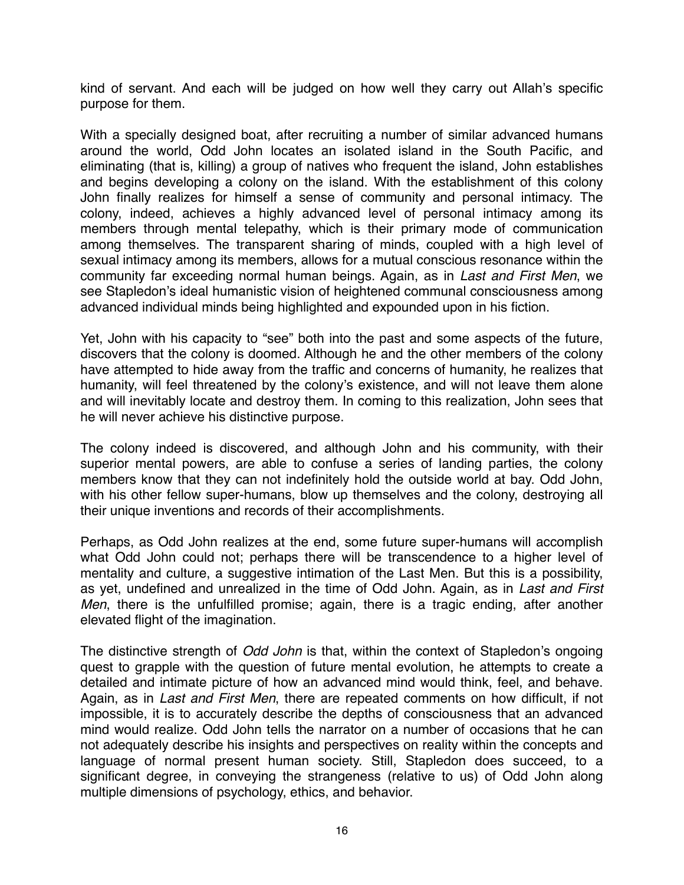kind of servant. And each will be judged on how well they carry out Allah's specific purpose for them.

With a specially designed boat, after recruiting a number of similar advanced humans around the world, Odd John locates an isolated island in the South Pacific, and eliminating (that is, killing) a group of natives who frequent the island, John establishes and begins developing a colony on the island. With the establishment of this colony John finally realizes for himself a sense of community and personal intimacy. The colony, indeed, achieves a highly advanced level of personal intimacy among its members through mental telepathy, which is their primary mode of communication among themselves. The transparent sharing of minds, coupled with a high level of sexual intimacy among its members, allows for a mutual conscious resonance within the community far exceeding normal human beings. Again, as in *Last and First Men*, we see Stapledon's ideal humanistic vision of heightened communal consciousness among advanced individual minds being highlighted and expounded upon in his fiction.

Yet, John with his capacity to "see" both into the past and some aspects of the future, discovers that the colony is doomed. Although he and the other members of the colony have attempted to hide away from the traffic and concerns of humanity, he realizes that humanity, will feel threatened by the colony's existence, and will not leave them alone and will inevitably locate and destroy them. In coming to this realization, John sees that he will never achieve his distinctive purpose.

The colony indeed is discovered, and although John and his community, with their superior mental powers, are able to confuse a series of landing parties, the colony members know that they can not indefinitely hold the outside world at bay. Odd John, with his other fellow super-humans, blow up themselves and the colony, destroying all their unique inventions and records of their accomplishments.

Perhaps, as Odd John realizes at the end, some future super-humans will accomplish what Odd John could not; perhaps there will be transcendence to a higher level of mentality and culture, a suggestive intimation of the Last Men. But this is a possibility, as yet, undefined and unrealized in the time of Odd John. Again, as in *Last and First Men*, there is the unfulfilled promise; again, there is a tragic ending, after another elevated flight of the imagination.

The distinctive strength of *Odd John* is that, within the context of Stapledon's ongoing quest to grapple with the question of future mental evolution, he attempts to create a detailed and intimate picture of how an advanced mind would think, feel, and behave. Again, as in *Last and First Men*, there are repeated comments on how difficult, if not impossible, it is to accurately describe the depths of consciousness that an advanced mind would realize. Odd John tells the narrator on a number of occasions that he can not adequately describe his insights and perspectives on reality within the concepts and language of normal present human society. Still, Stapledon does succeed, to a significant degree, in conveying the strangeness (relative to us) of Odd John along multiple dimensions of psychology, ethics, and behavior.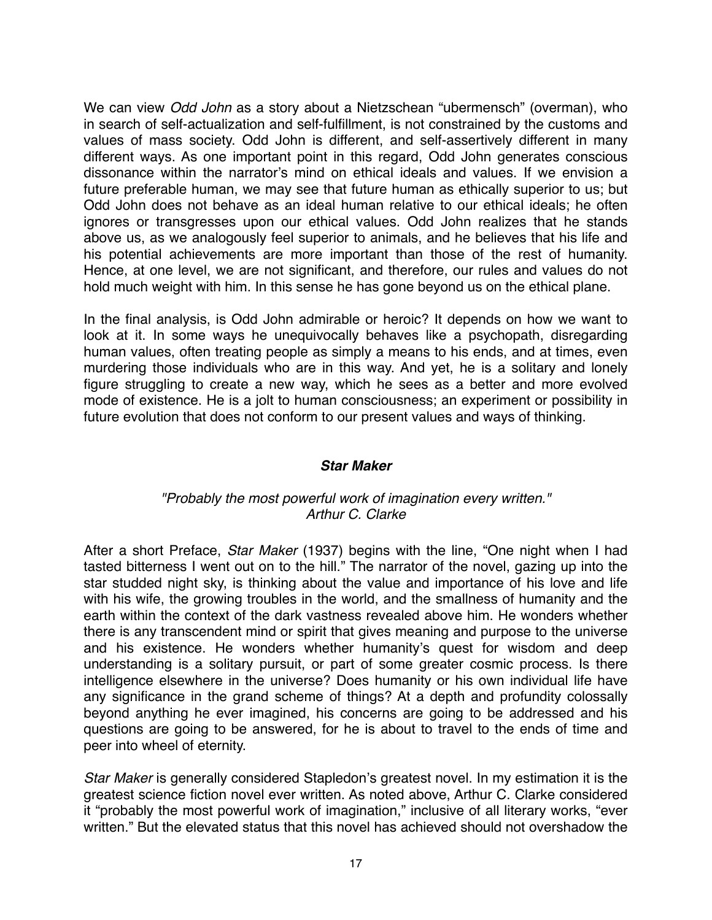We can view *Odd John* as a story about a Nietzschean "ubermensch" (overman), who in search of self-actualization and self-fulfillment, is not constrained by the customs and values of mass society. Odd John is different, and self-assertively different in many different ways. As one important point in this regard, Odd John generates conscious dissonance within the narrator's mind on ethical ideals and values. If we envision a future preferable human, we may see that future human as ethically superior to us; but Odd John does not behave as an ideal human relative to our ethical ideals; he often ignores or transgresses upon our ethical values. Odd John realizes that he stands above us, as we analogously feel superior to animals, and he believes that his life and his potential achievements are more important than those of the rest of humanity. Hence, at one level, we are not significant, and therefore, our rules and values do not hold much weight with him. In this sense he has gone beyond us on the ethical plane.

In the final analysis, is Odd John admirable or heroic? It depends on how we want to look at it. In some ways he unequivocally behaves like a psychopath, disregarding human values, often treating people as simply a means to his ends, and at times, even murdering those individuals who are in this way. And yet, he is a solitary and lonely figure struggling to create a new way, which he sees as a better and more evolved mode of existence. He is a jolt to human consciousness; an experiment or possibility in future evolution that does not conform to our present values and ways of thinking.

### *Star Maker*

*"Probably the most powerful work of imagination every written."*
*Arthur C. Clarke*

After a short Preface, *Star Maker* (1937) begins with the line, "One night when I had tasted bitterness I went out on to the hill." The narrator of the novel, gazing up into the star studded night sky, is thinking about the value and importance of his love and life with his wife, the growing troubles in the world, and the smallness of humanity and the earth within the context of the dark vastness revealed above him. He wonders whether there is any transcendent mind or spirit that gives meaning and purpose to the universe and his existence. He wonders whether humanity's quest for wisdom and deep understanding is a solitary pursuit, or part of some greater cosmic process. Is there intelligence elsewhere in the universe? Does humanity or his own individual life have any significance in the grand scheme of things? At a depth and profundity colossally beyond anything he ever imagined, his concerns are going to be addressed and his questions are going to be answered, for he is about to travel to the ends of time and peer into wheel of eternity.

*Star Maker* is generally considered Stapledon's greatest novel. In my estimation it is the greatest science fiction novel ever written. As noted above, Arthur C. Clarke considered it "probably the most powerful work of imagination," inclusive of all literary works, "ever written." But the elevated status that this novel has achieved should not overshadow the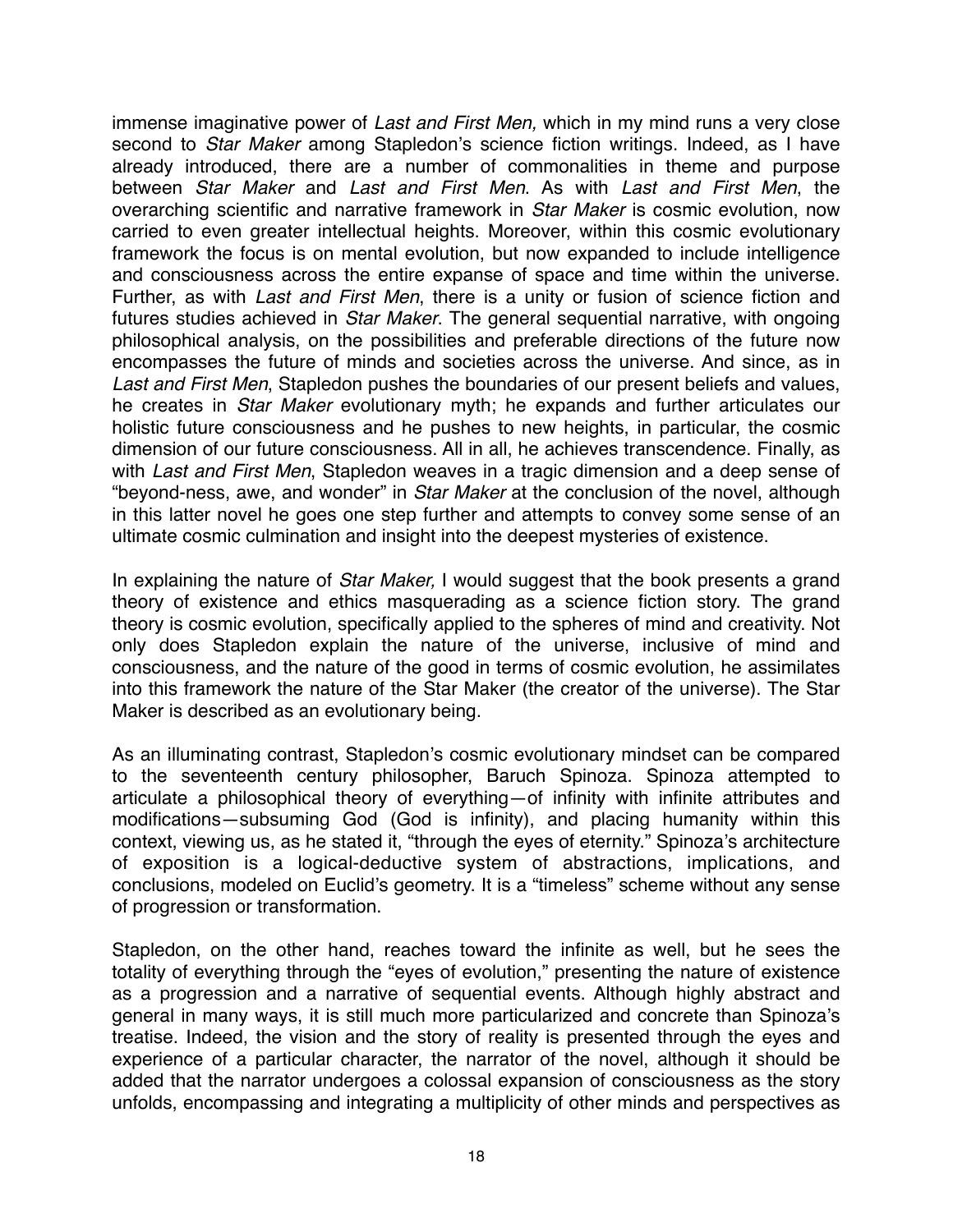immense imaginative power of *Last and First Men,* which in my mind runs a very close second to *Star Maker* among Stapledon's science fiction writings. Indeed, as I have already introduced, there are a number of commonalities in theme and purpose between *Star Maker* and *Last and First Men*. As with *Last and First Men*, the overarching scientific and narrative framework in *Star Maker* is cosmic evolution, now carried to even greater intellectual heights. Moreover, within this cosmic evolutionary framework the focus is on mental evolution, but now expanded to include intelligence and consciousness across the entire expanse of space and time within the universe. Further, as with *Last and First Men*, there is a unity or fusion of science fiction and futures studies achieved in *Star Maker*. The general sequential narrative, with ongoing philosophical analysis, on the possibilities and preferable directions of the future now encompasses the future of minds and societies across the universe. And since, as in *Last and First Men*, Stapledon pushes the boundaries of our present beliefs and values, he creates in *Star Maker* evolutionary myth; he expands and further articulates our holistic future consciousness and he pushes to new heights, in particular, the cosmic dimension of our future consciousness. All in all, he achieves transcendence. Finally, as with *Last and First Men*, Stapledon weaves in a tragic dimension and a deep sense of "beyond-ness, awe, and wonder" in *Star Maker* at the conclusion of the novel, although in this latter novel he goes one step further and attempts to convey some sense of an ultimate cosmic culmination and insight into the deepest mysteries of existence.

In explaining the nature of *Star Maker,* I would suggest that the book presents a grand theory of existence and ethics masquerading as a science fiction story. The grand theory is cosmic evolution, specifically applied to the spheres of mind and creativity. Not only does Stapledon explain the nature of the universe, inclusive of mind and consciousness, and the nature of the good in terms of cosmic evolution, he assimilates into this framework the nature of the Star Maker (the creator of the universe). The Star Maker is described as an evolutionary being.

As an illuminating contrast, Stapledon's cosmic evolutionary mindset can be compared to the seventeenth century philosopher, Baruch Spinoza. Spinoza attempted to articulate a philosophical theory of everything—of infinity with infinite attributes and modifications—subsuming God (God is infinity), and placing humanity within this context, viewing us, as he stated it, "through the eyes of eternity." Spinoza's architecture of exposition is a logical-deductive system of abstractions, implications, and conclusions, modeled on Euclid's geometry. It is a "timeless" scheme without any sense of progression or transformation.

Stapledon, on the other hand, reaches toward the infinite as well, but he sees the totality of everything through the "eyes of evolution," presenting the nature of existence as a progression and a narrative of sequential events. Although highly abstract and general in many ways, it is still much more particularized and concrete than Spinoza's treatise. Indeed, the vision and the story of reality is presented through the eyes and experience of a particular character, the narrator of the novel, although it should be added that the narrator undergoes a colossal expansion of consciousness as the story unfolds, encompassing and integrating a multiplicity of other minds and perspectives as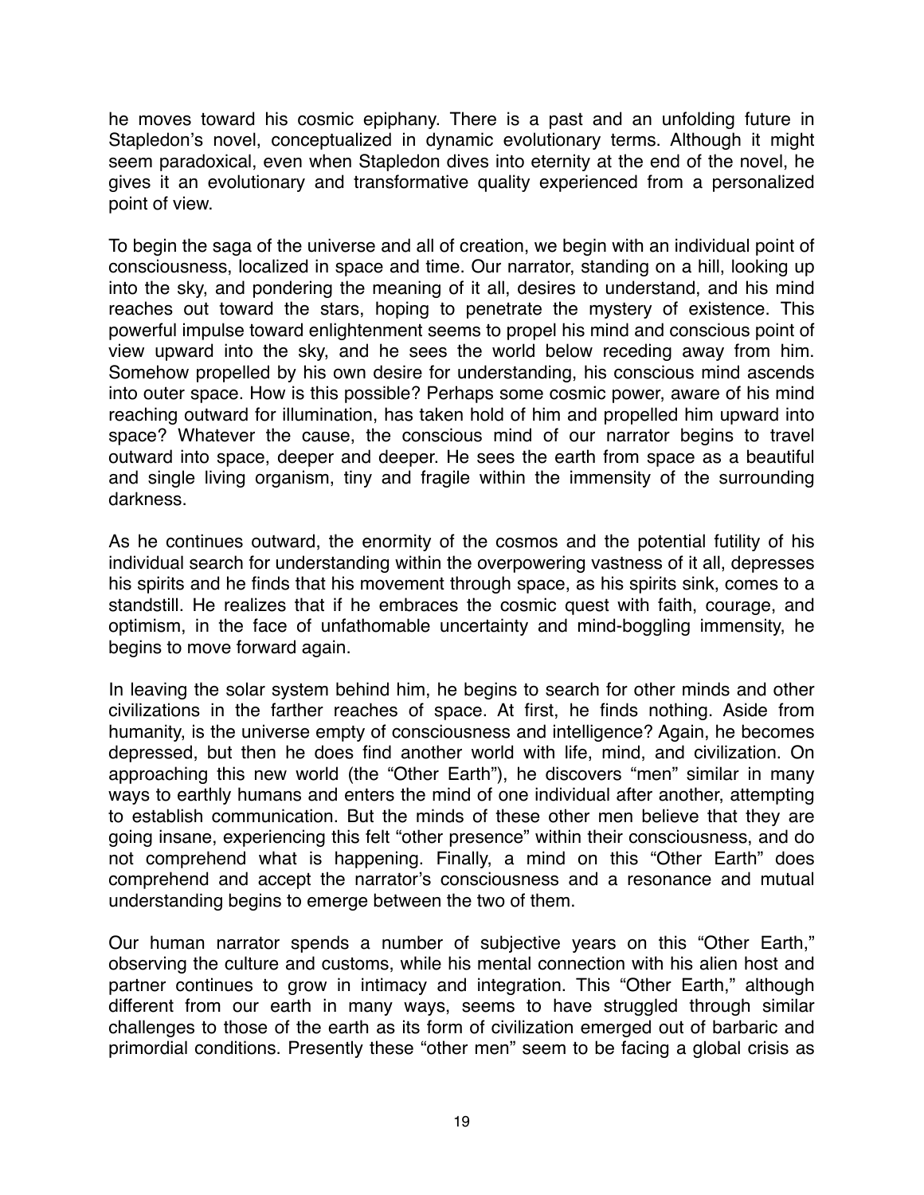he moves toward his cosmic epiphany. There is a past and an unfolding future in Stapledon's novel, conceptualized in dynamic evolutionary terms. Although it might seem paradoxical, even when Stapledon dives into eternity at the end of the novel, he gives it an evolutionary and transformative quality experienced from a personalized point of view.

To begin the saga of the universe and all of creation, we begin with an individual point of consciousness, localized in space and time. Our narrator, standing on a hill, looking up into the sky, and pondering the meaning of it all, desires to understand, and his mind reaches out toward the stars, hoping to penetrate the mystery of existence. This powerful impulse toward enlightenment seems to propel his mind and conscious point of view upward into the sky, and he sees the world below receding away from him. Somehow propelled by his own desire for understanding, his conscious mind ascends into outer space. How is this possible? Perhaps some cosmic power, aware of his mind reaching outward for illumination, has taken hold of him and propelled him upward into space? Whatever the cause, the conscious mind of our narrator begins to travel outward into space, deeper and deeper. He sees the earth from space as a beautiful and single living organism, tiny and fragile within the immensity of the surrounding darkness.

As he continues outward, the enormity of the cosmos and the potential futility of his individual search for understanding within the overpowering vastness of it all, depresses his spirits and he finds that his movement through space, as his spirits sink, comes to a standstill. He realizes that if he embraces the cosmic quest with faith, courage, and optimism, in the face of unfathomable uncertainty and mind-boggling immensity, he begins to move forward again.

In leaving the solar system behind him, he begins to search for other minds and other civilizations in the farther reaches of space. At first, he finds nothing. Aside from humanity, is the universe empty of consciousness and intelligence? Again, he becomes depressed, but then he does find another world with life, mind, and civilization. On approaching this new world (the "Other Earth"), he discovers "men" similar in many ways to earthly humans and enters the mind of one individual after another, attempting to establish communication. But the minds of these other men believe that they are going insane, experiencing this felt "other presence" within their consciousness, and do not comprehend what is happening. Finally, a mind on this "Other Earth" does comprehend and accept the narrator's consciousness and a resonance and mutual understanding begins to emerge between the two of them.

Our human narrator spends a number of subjective years on this "Other Earth," observing the culture and customs, while his mental connection with his alien host and partner continues to grow in intimacy and integration. This "Other Earth," although different from our earth in many ways, seems to have struggled through similar challenges to those of the earth as its form of civilization emerged out of barbaric and primordial conditions. Presently these "other men" seem to be facing a global crisis as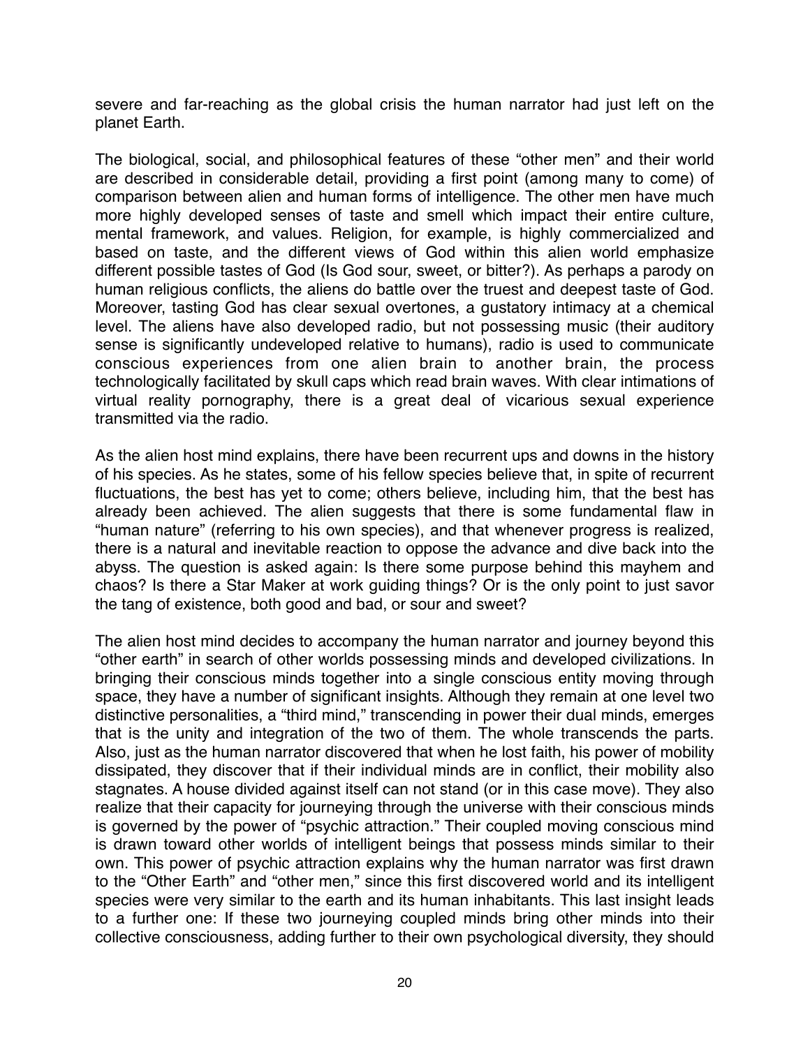severe and far-reaching as the global crisis the human narrator had just left on the planet Earth.

The biological, social, and philosophical features of these “other men” and their world are described in considerable detail, providing a first point (among many to come) of comparison between alien and human forms of intelligence. The other men have much more highly developed senses of taste and smell which impact their entire culture, mental framework, and values. Religion, for example, is highly commercialized and based on taste, and the different views of God within this alien world emphasize different possible tastes of God (Is God sour, sweet, or bitter?). As perhaps a parody on human religious conflicts, the aliens do battle over the truest and deepest taste of God. Moreover, tasting God has clear sexual overtones, a gustatory intimacy at a chemical level. The aliens have also developed radio, but not possessing music (their auditory sense is significantly undeveloped relative to humans), radio is used to communicate conscious experiences from one alien brain to another brain, the process technologically facilitated by skull caps which read brain waves. With clear intimations of virtual reality pornography, there is a great deal of vicarious sexual experience transmitted via the radio.

As the alien host mind explains, there have been recurrent ups and downs in the history of his species. As he states, some of his fellow species believe that, in spite of recurrent fluctuations, the best has yet to come; others believe, including him, that the best has already been achieved. The alien suggests that there is some fundamental flaw in “human nature” (referring to his own species), and that whenever progress is realized, there is a natural and inevitable reaction to oppose the advance and dive back into the abyss. The question is asked again: Is there some purpose behind this mayhem and chaos? Is there a Star Maker at work guiding things? Or is the only point to just savor the tang of existence, both good and bad, or sour and sweet?

The alien host mind decides to accompany the human narrator and journey beyond this “other earth” in search of other worlds possessing minds and developed civilizations. In bringing their conscious minds together into a single conscious entity moving through space, they have a number of significant insights. Although they remain at one level two distinctive personalities, a “third mind,” transcending in power their dual minds, emerges that is the unity and integration of the two of them. The whole transcends the parts. Also, just as the human narrator discovered that when he lost faith, his power of mobility dissipated, they discover that if their individual minds are in conflict, their mobility also stagnates. A house divided against itself can not stand (or in this case move). They also realize that their capacity for journeying through the universe with their conscious minds is governed by the power of “psychic attraction.” Their coupled moving conscious mind is drawn toward other worlds of intelligent beings that possess minds similar to their own. This power of psychic attraction explains why the human narrator was first drawn to the “Other Earth” and “other men,” since this first discovered world and its intelligent species were very similar to the earth and its human inhabitants. This last insight leads to a further one: If these two journeying coupled minds bring other minds into their collective consciousness, adding further to their own psychological diversity, they should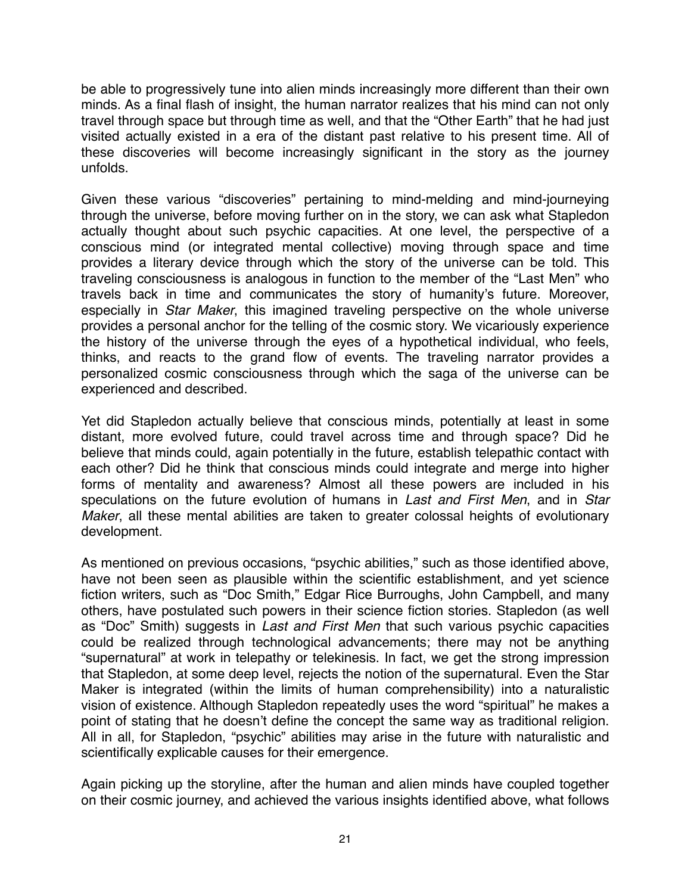be able to progressively tune into alien minds increasingly more different than their own minds. As a final flash of insight, the human narrator realizes that his mind can not only travel through space but through time as well, and that the "Other Earth" that he had just visited actually existed in a era of the distant past relative to his present time. All of these discoveries will become increasingly significant in the story as the journey unfolds.

Given these various "discoveries" pertaining to mind-melding and mind-journeying through the universe, before moving further on in the story, we can ask what Stapledon actually thought about such psychic capacities. At one level, the perspective of a conscious mind (or integrated mental collective) moving through space and time provides a literary device through which the story of the universe can be told. This traveling consciousness is analogous in function to the member of the "Last Men" who travels back in time and communicates the story of humanity's future. Moreover, especially in *Star Maker*, this imagined traveling perspective on the whole universe provides a personal anchor for the telling of the cosmic story. We vicariously experience the history of the universe through the eyes of a hypothetical individual, who feels, thinks, and reacts to the grand flow of events. The traveling narrator provides a personalized cosmic consciousness through which the saga of the universe can be experienced and described.

Yet did Stapledon actually believe that conscious minds, potentially at least in some distant, more evolved future, could travel across time and through space? Did he believe that minds could, again potentially in the future, establish telepathic contact with each other? Did he think that conscious minds could integrate and merge into higher forms of mentality and awareness? Almost all these powers are included in his speculations on the future evolution of humans in *Last and First Men*, and in *Star Maker*, all these mental abilities are taken to greater colossal heights of evolutionary development.

As mentioned on previous occasions, "psychic abilities," such as those identified above, have not been seen as plausible within the scientific establishment, and yet science fiction writers, such as "Doc Smith," Edgar Rice Burroughs, John Campbell, and many others, have postulated such powers in their science fiction stories. Stapledon (as well as "Doc" Smith) suggests in *Last and First Men* that such various psychic capacities could be realized through technological advancements; there may not be anything "supernatural" at work in telepathy or telekinesis. In fact, we get the strong impression that Stapledon, at some deep level, rejects the notion of the supernatural. Even the Star Maker is integrated (within the limits of human comprehensibility) into a naturalistic vision of existence. Although Stapledon repeatedly uses the word "spiritual" he makes a point of stating that he doesn't define the concept the same way as traditional religion. All in all, for Stapledon, "psychic" abilities may arise in the future with naturalistic and scientifically explicable causes for their emergence.

Again picking up the storyline, after the human and alien minds have coupled together on their cosmic journey, and achieved the various insights identified above, what follows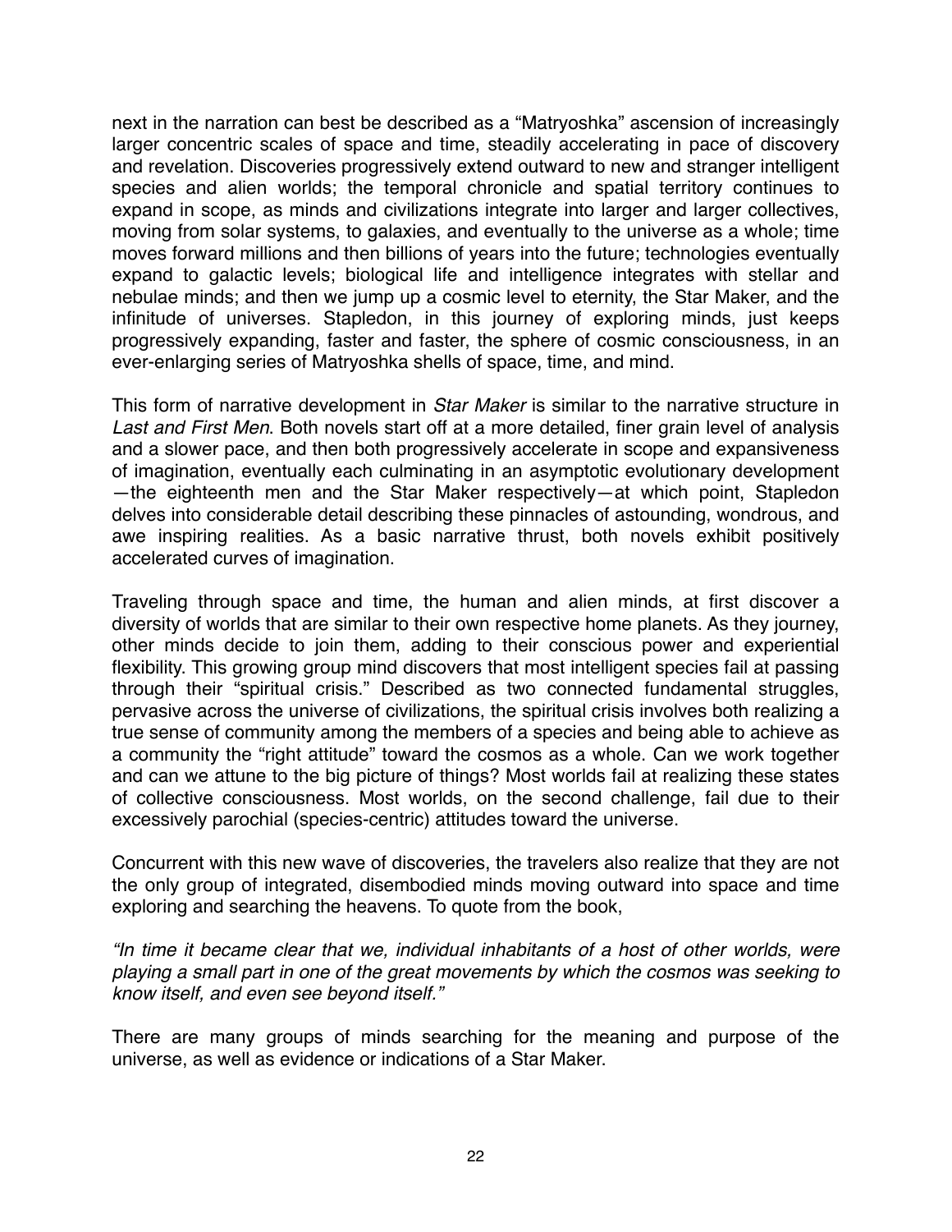next in the narration can best be described as a "Matryoshka" ascension of increasingly larger concentric scales of space and time, steadily accelerating in pace of discovery and revelation. Discoveries progressively extend outward to new and stranger intelligent species and alien worlds; the temporal chronicle and spatial territory continues to expand in scope, as minds and civilizations integrate into larger and larger collectives, moving from solar systems, to galaxies, and eventually to the universe as a whole; time moves forward millions and then billions of years into the future; technologies eventually expand to galactic levels; biological life and intelligence integrates with stellar and nebulae minds; and then we jump up a cosmic level to eternity, the Star Maker, and the infinitude of universes. Stapledon, in this journey of exploring minds, just keeps progressively expanding, faster and faster, the sphere of cosmic consciousness, in an ever-enlarging series of Matryoshka shells of space, time, and mind.

This form of narrative development in *Star Maker* is similar to the narrative structure in *Last and First Men*. Both novels start off at a more detailed, finer grain level of analysis and a slower pace, and then both progressively accelerate in scope and expansiveness of imagination, eventually each culminating in an asymptotic evolutionary development —the eighteenth men and the Star Maker respectively—at which point, Stapledon delves into considerable detail describing these pinnacles of astounding, wondrous, and awe inspiring realities. As a basic narrative thrust, both novels exhibit positively accelerated curves of imagination.

Traveling through space and time, the human and alien minds, at first discover a diversity of worlds that are similar to their own respective home planets. As they journey, other minds decide to join them, adding to their conscious power and experiential flexibility. This growing group mind discovers that most intelligent species fail at passing through their "spiritual crisis." Described as two connected fundamental struggles, pervasive across the universe of civilizations, the spiritual crisis involves both realizing a true sense of community among the members of a species and being able to achieve as a community the "right attitude" toward the cosmos as a whole. Can we work together and can we attune to the big picture of things? Most worlds fail at realizing these states of collective consciousness. Most worlds, on the second challenge, fail due to their excessively parochial (species-centric) attitudes toward the universe.

Concurrent with this new wave of discoveries, the travelers also realize that they are not the only group of integrated, disembodied minds moving outward into space and time exploring and searching the heavens. To quote from the book,

*"In time it became clear that we, individual inhabitants of a host of other worlds, were playing a small part in one of the great movements by which the cosmos was seeking to know itself, and even see beyond itself."*

There are many groups of minds searching for the meaning and purpose of the universe, as well as evidence or indications of a Star Maker.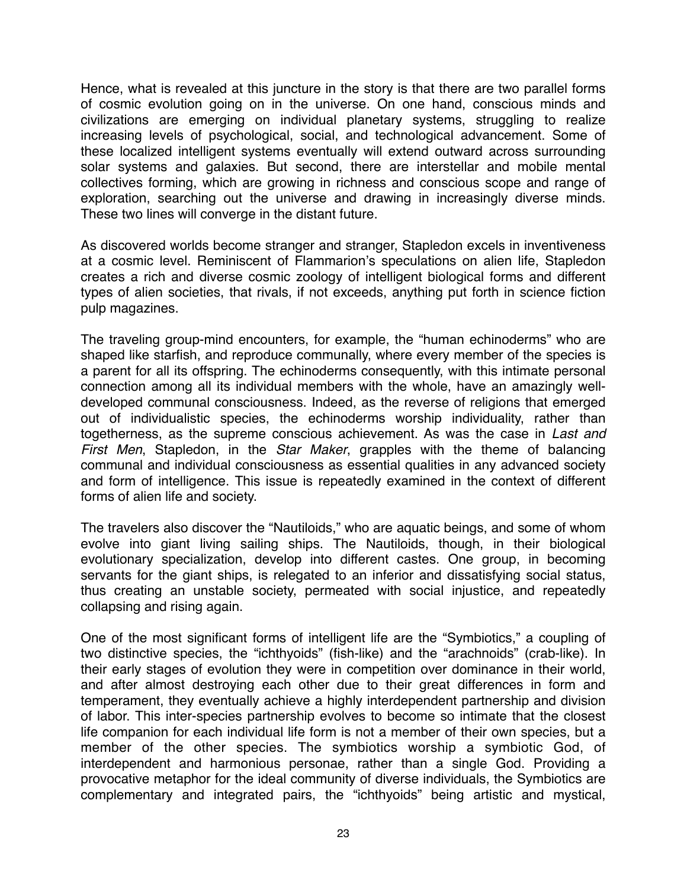Hence, what is revealed at this juncture in the story is that there are two parallel forms of cosmic evolution going on in the universe. On one hand, conscious minds and civilizations are emerging on individual planetary systems, struggling to realize increasing levels of psychological, social, and technological advancement. Some of these localized intelligent systems eventually will extend outward across surrounding solar systems and galaxies. But second, there are interstellar and mobile mental collectives forming, which are growing in richness and conscious scope and range of exploration, searching out the universe and drawing in increasingly diverse minds. These two lines will converge in the distant future.

As discovered worlds become stranger and stranger, Stapledon excels in inventiveness at a cosmic level. Reminiscent of Flammarion's speculations on alien life, Stapledon creates a rich and diverse cosmic zoology of intelligent biological forms and different types of alien societies, that rivals, if not exceeds, anything put forth in science fiction pulp magazines.

The traveling group-mind encounters, for example, the "human echinoderms" who are shaped like starfish, and reproduce communally, where every member of the species is a parent for all its offspring. The echinoderms consequently, with this intimate personal connection among all its individual members with the whole, have an amazingly well-developed communal consciousness. Indeed, as the reverse of religions that emerged out of individualistic species, the echinoderms worship individuality, rather than togetherness, as the supreme conscious achievement. As was the case in *Last and First Men*, Stapledon, in the *Star Maker*, grapples with the theme of balancing communal and individual consciousness as essential qualities in any advanced society and form of intelligence. This issue is repeatedly examined in the context of different forms of alien life and society.

The travelers also discover the "Nautiloids," who are aquatic beings, and some of whom evolve into giant living sailing ships. The Nautiloids, though, in their biological evolutionary specialization, develop into different castes. One group, in becoming servants for the giant ships, is relegated to an inferior and dissatisfying social status, thus creating an unstable society, permeated with social injustice, and repeatedly collapsing and rising again.

One of the most significant forms of intelligent life are the "Symbiotics," a coupling of two distinctive species, the "ichthyoids" (fish-like) and the "arachnoids" (crab-like). In their early stages of evolution they were in competition over dominance in their world, and after almost destroying each other due to their great differences in form and temperament, they eventually achieve a highly interdependent partnership and division of labor. This inter-species partnership evolves to become so intimate that the closest life companion for each individual life form is not a member of their own species, but a member of the other species. The symbiotics worship a symbiotic God, of interdependent and harmonious personae, rather than a single God. Providing a provocative metaphor for the ideal community of diverse individuals, the Symbiotics are complementary and integrated pairs, the "ichthyoids" being artistic and mystical,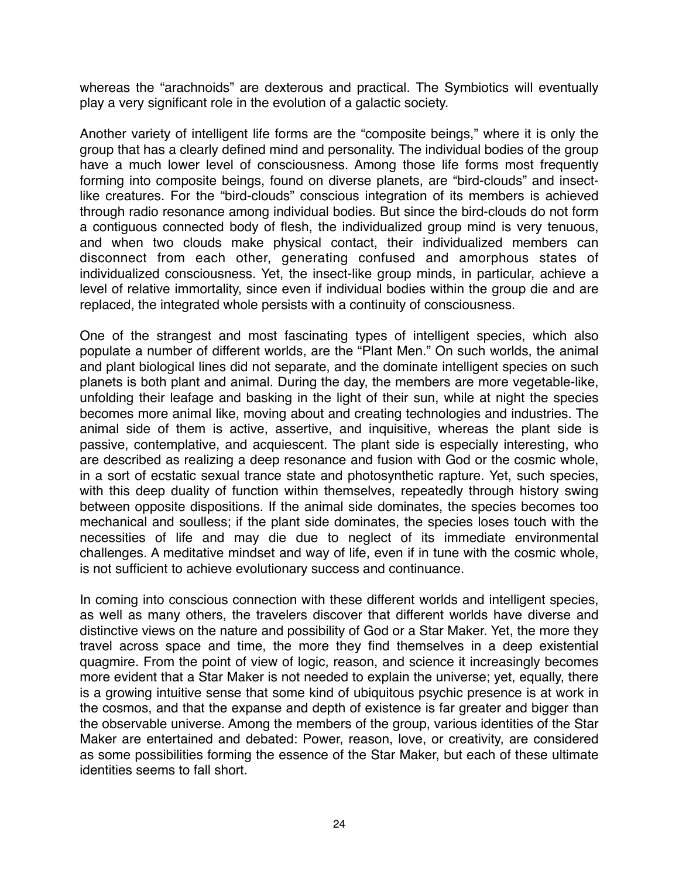whereas the “arachnoids” are dexterous and practical. The Symbiotics will eventually play a very significant role in the evolution of a galactic society.

Another variety of intelligent life forms are the “composite beings,” where it is only the group that has a clearly defined mind and personality. The individual bodies of the group have a much lower level of consciousness. Among those life forms most frequently forming into composite beings, found on diverse planets, are “bird-clouds” and insect-like creatures. For the “bird-clouds” conscious integration of its members is achieved through radio resonance among individual bodies. But since the bird-clouds do not form a contiguous connected body of flesh, the individualized group mind is very tenuous, and when two clouds make physical contact, their individualized members can disconnect from each other, generating confused and amorphous states of individualized consciousness. Yet, the insect-like group minds, in particular, achieve a level of relative immortality, since even if individual bodies within the group die and are replaced, the integrated whole persists with a continuity of consciousness.

One of the strangest and most fascinating types of intelligent species, which also populate a number of different worlds, are the “Plant Men.” On such worlds, the animal and plant biological lines did not separate, and the dominate intelligent species on such planets is both plant and animal. During the day, the members are more vegetable-like, unfolding their leafage and basking in the light of their sun, while at night the species becomes more animal like, moving about and creating technologies and industries. The animal side of them is active, assertive, and inquisitive, whereas the plant side is passive, contemplative, and acquiescent. The plant side is especially interesting, who are described as realizing a deep resonance and fusion with God or the cosmic whole, in a sort of ecstatic sexual trance state and photosynthetic rapture. Yet, such species, with this deep duality of function within themselves, repeatedly through history swing between opposite dispositions. If the animal side dominates, the species becomes too mechanical and soulless; if the plant side dominates, the species loses touch with the necessities of life and may die due to neglect of its immediate environmental challenges. A meditative mindset and way of life, even if in tune with the cosmic whole, is not sufficient to achieve evolutionary success and continuance.

In coming into conscious connection with these different worlds and intelligent species, as well as many others, the travelers discover that different worlds have diverse and distinctive views on the nature and possibility of God or a Star Maker. Yet, the more they travel across space and time, the more they find themselves in a deep existential quagmire. From the point of view of logic, reason, and science it increasingly becomes more evident that a Star Maker is not needed to explain the universe; yet, equally, there is a growing intuitive sense that some kind of ubiquitous psychic presence is at work in the cosmos, and that the expanse and depth of existence is far greater and bigger than the observable universe. Among the members of the group, various identities of the Star Maker are entertained and debated: Power, reason, love, or creativity, are considered as some possibilities forming the essence of the Star Maker, but each of these ultimate identities seems to fall short.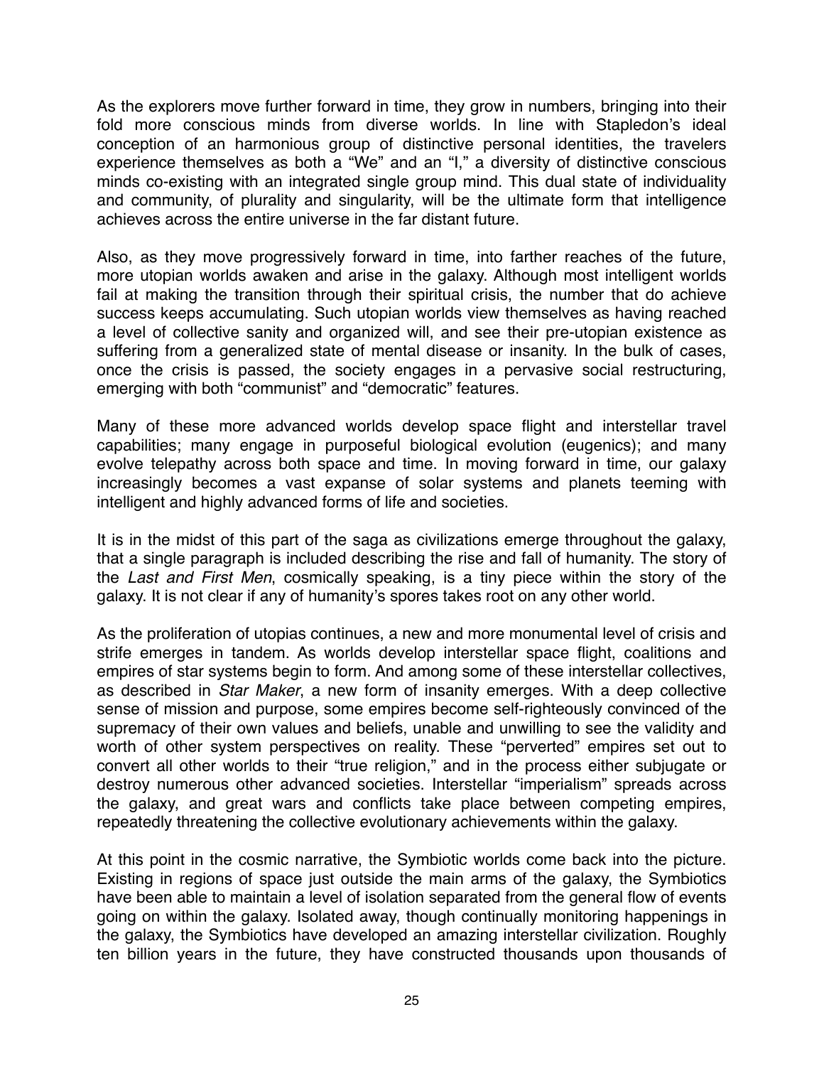As the explorers move further forward in time, they grow in numbers, bringing into their fold more conscious minds from diverse worlds. In line with Stapledon's ideal conception of an harmonious group of distinctive personal identities, the travelers experience themselves as both a "We" and an "I," a diversity of distinctive conscious minds co-existing with an integrated single group mind. This dual state of individuality and community, of plurality and singularity, will be the ultimate form that intelligence achieves across the entire universe in the far distant future.

Also, as they move progressively forward in time, into farther reaches of the future, more utopian worlds awaken and arise in the galaxy. Although most intelligent worlds fail at making the transition through their spiritual crisis, the number that do achieve success keeps accumulating. Such utopian worlds view themselves as having reached a level of collective sanity and organized will, and see their pre-utopian existence as suffering from a generalized state of mental disease or insanity. In the bulk of cases, once the crisis is passed, the society engages in a pervasive social restructuring, emerging with both "communist" and "democratic" features.

Many of these more advanced worlds develop space flight and interstellar travel capabilities; many engage in purposeful biological evolution (eugenics); and many evolve telepathy across both space and time. In moving forward in time, our galaxy increasingly becomes a vast expanse of solar systems and planets teeming with intelligent and highly advanced forms of life and societies.

It is in the midst of this part of the saga as civilizations emerge throughout the galaxy, that a single paragraph is included describing the rise and fall of humanity. The story of the *Last and First Men*, cosmically speaking, is a tiny piece within the story of the galaxy. It is not clear if any of humanity's spores takes root on any other world.

As the proliferation of utopias continues, a new and more monumental level of crisis and strife emerges in tandem. As worlds develop interstellar space flight, coalitions and empires of star systems begin to form. And among some of these interstellar collectives, as described in *Star Maker*, a new form of insanity emerges. With a deep collective sense of mission and purpose, some empires become self-righteously convinced of the supremacy of their own values and beliefs, unable and unwilling to see the validity and worth of other system perspectives on reality. These "perverted" empires set out to convert all other worlds to their "true religion," and in the process either subjugate or destroy numerous other advanced societies. Interstellar "imperialism" spreads across the galaxy, and great wars and conflicts take place between competing empires, repeatedly threatening the collective evolutionary achievements within the galaxy.

At this point in the cosmic narrative, the Symbiotic worlds come back into the picture. Existing in regions of space just outside the main arms of the galaxy, the Symbiotics have been able to maintain a level of isolation separated from the general flow of events going on within the galaxy. Isolated away, though continually monitoring happenings in the galaxy, the Symbiotics have developed an amazing interstellar civilization. Roughly ten billion years in the future, they have constructed thousands upon thousands of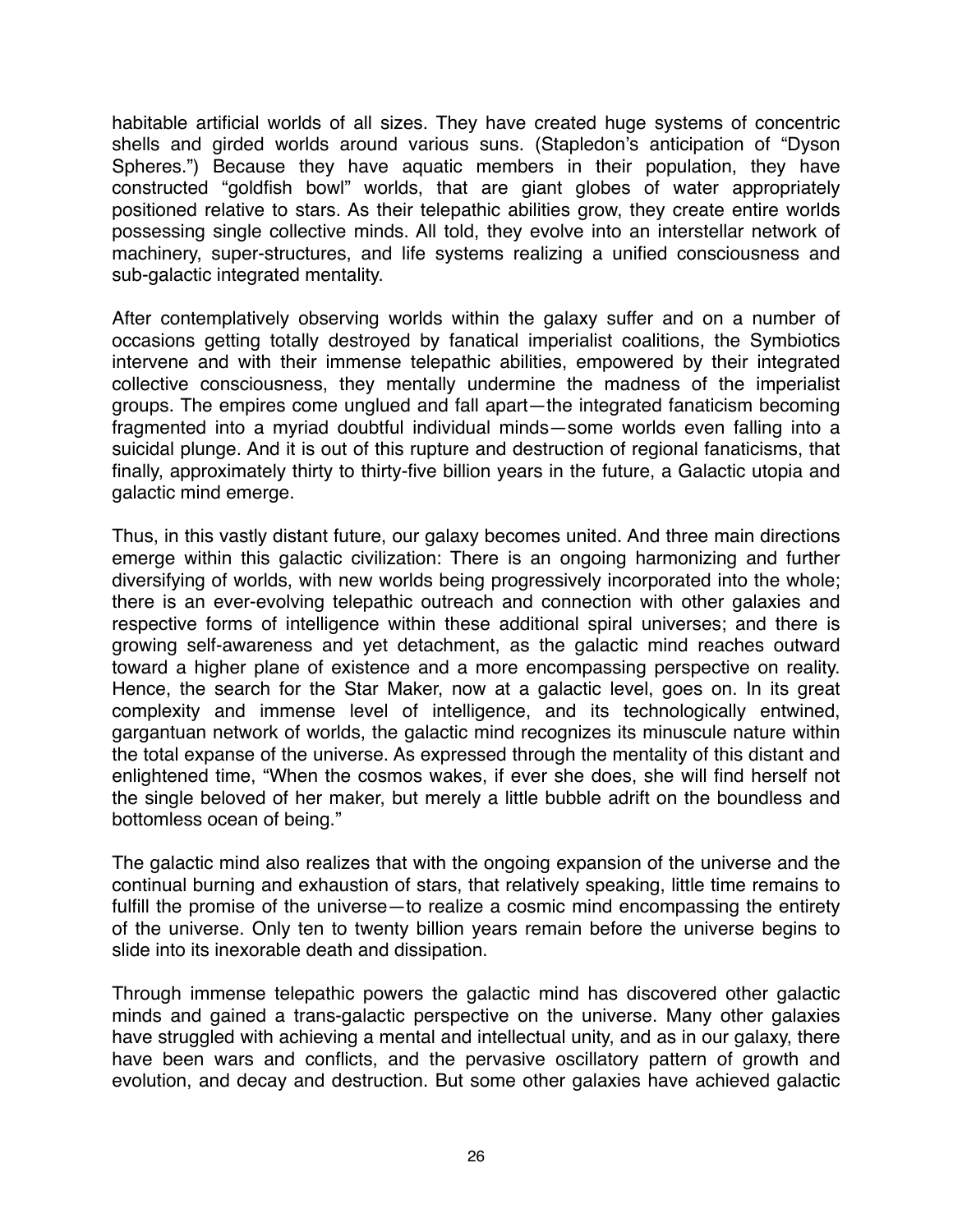habitable artificial worlds of all sizes. They have created huge systems of concentric shells and girded worlds around various suns. (Stapledon's anticipation of "Dyson Spheres.") Because they have aquatic members in their population, they have constructed "goldfish bowl" worlds, that are giant globes of water appropriately positioned relative to stars. As their telepathic abilities grow, they create entire worlds possessing single collective minds. All told, they evolve into an interstellar network of machinery, super-structures, and life systems realizing a unified consciousness and sub-galactic integrated mentality.

After contemplatively observing worlds within the galaxy suffer and on a number of occasions getting totally destroyed by fanatical imperialist coalitions, the Symbiotics intervene and with their immense telepathic abilities, empowered by their integrated collective consciousness, they mentally undermine the madness of the imperialist groups. The empires come unglued and fall apart—the integrated fanaticism becoming fragmented into a myriad doubtful individual minds—some worlds even falling into a suicidal plunge. And it is out of this rupture and destruction of regional fanaticisms, that finally, approximately thirty to thirty-five billion years in the future, a Galactic utopia and galactic mind emerge.

Thus, in this vastly distant future, our galaxy becomes united. And three main directions emerge within this galactic civilization: There is an ongoing harmonizing and further diversifying of worlds, with new worlds being progressively incorporated into the whole; there is an ever-evolving telepathic outreach and connection with other galaxies and respective forms of intelligence within these additional spiral universes; and there is growing self-awareness and yet detachment, as the galactic mind reaches outward toward a higher plane of existence and a more encompassing perspective on reality. Hence, the search for the Star Maker, now at a galactic level, goes on. In its great complexity and immense level of intelligence, and its technologically entwined, gargantuan network of worlds, the galactic mind recognizes its minuscule nature within the total expanse of the universe. As expressed through the mentality of this distant and enlightened time, "When the cosmos wakes, if ever she does, she will find herself not the single beloved of her maker, but merely a little bubble adrift on the boundless and bottomless ocean of being."

The galactic mind also realizes that with the ongoing expansion of the universe and the continual burning and exhaustion of stars, that relatively speaking, little time remains to fulfill the promise of the universe—to realize a cosmic mind encompassing the entirety of the universe. Only ten to twenty billion years remain before the universe begins to slide into its inexorable death and dissipation.

Through immense telepathic powers the galactic mind has discovered other galactic minds and gained a trans-galactic perspective on the universe. Many other galaxies have struggled with achieving a mental and intellectual unity, and as in our galaxy, there have been wars and conflicts, and the pervasive oscillatory pattern of growth and evolution, and decay and destruction. But some other galaxies have achieved galactic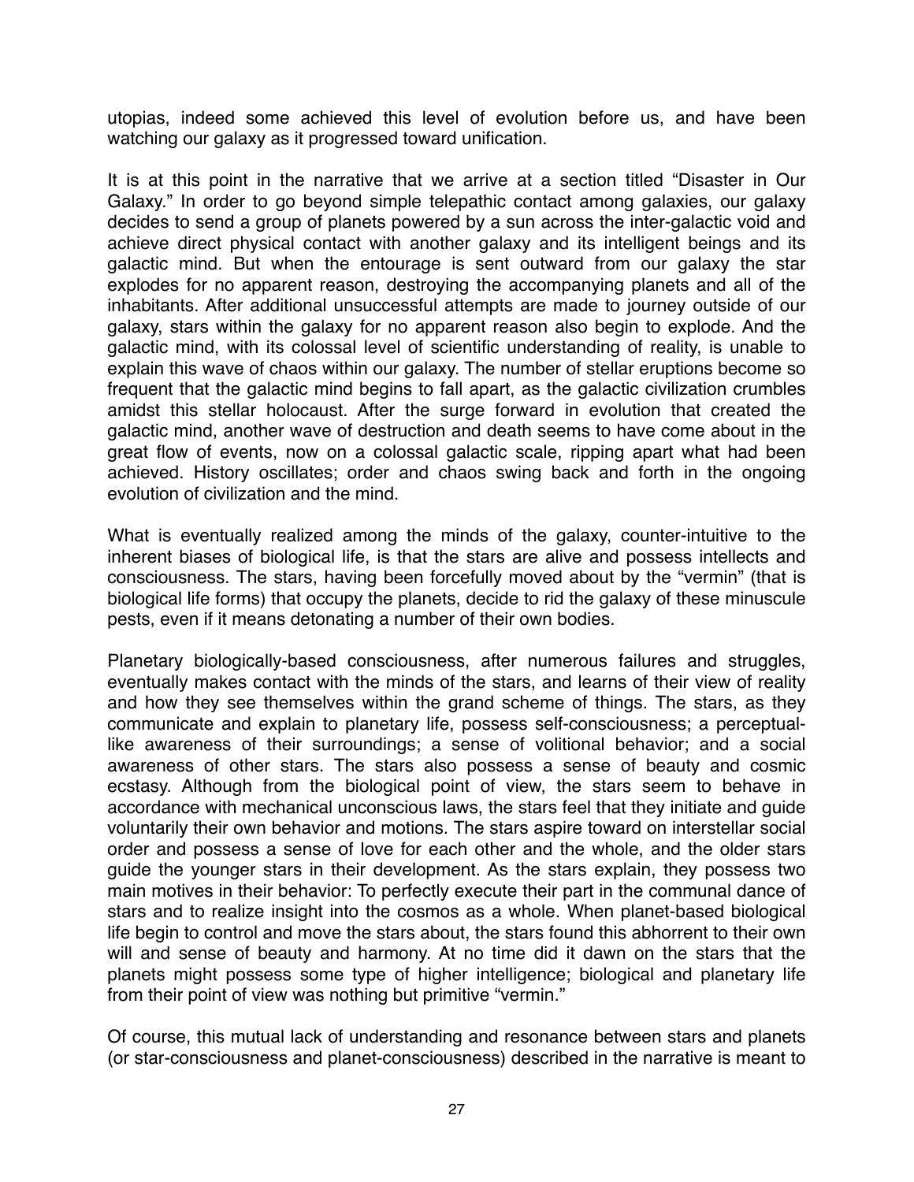utopias, indeed some achieved this level of evolution before us, and have been watching our galaxy as it progressed toward unification.

It is at this point in the narrative that we arrive at a section titled "Disaster in Our Galaxy." In order to go beyond simple telepathic contact among galaxies, our galaxy decides to send a group of planets powered by a sun across the inter-galactic void and achieve direct physical contact with another galaxy and its intelligent beings and its galactic mind. But when the entourage is sent outward from our galaxy the star explodes for no apparent reason, destroying the accompanying planets and all of the inhabitants. After additional unsuccessful attempts are made to journey outside of our galaxy, stars within the galaxy for no apparent reason also begin to explode. And the galactic mind, with its colossal level of scientific understanding of reality, is unable to explain this wave of chaos within our galaxy. The number of stellar eruptions become so frequent that the galactic mind begins to fall apart, as the galactic civilization crumbles amidst this stellar holocaust. After the surge forward in evolution that created the galactic mind, another wave of destruction and death seems to have come about in the great flow of events, now on a colossal galactic scale, ripping apart what had been achieved. History oscillates; order and chaos swing back and forth in the ongoing evolution of civilization and the mind.

What is eventually realized among the minds of the galaxy, counter-intuitive to the inherent biases of biological life, is that the stars are alive and possess intellects and consciousness. The stars, having been forcefully moved about by the "vermin" (that is biological life forms) that occupy the planets, decide to rid the galaxy of these minuscule pests, even if it means detonating a number of their own bodies.

Planetary biologically-based consciousness, after numerous failures and struggles, eventually makes contact with the minds of the stars, and learns of their view of reality and how they see themselves within the grand scheme of things. The stars, as they communicate and explain to planetary life, possess self-consciousness; a perceptual-like awareness of their surroundings; a sense of volitional behavior; and a social awareness of other stars. The stars also possess a sense of beauty and cosmic ecstasy. Although from the biological point of view, the stars seem to behave in accordance with mechanical unconscious laws, the stars feel that they initiate and guide voluntarily their own behavior and motions. The stars aspire toward on interstellar social order and possess a sense of love for each other and the whole, and the older stars guide the younger stars in their development. As the stars explain, they possess two main motives in their behavior: To perfectly execute their part in the communal dance of stars and to realize insight into the cosmos as a whole. When planet-based biological life begin to control and move the stars about, the stars found this abhorrent to their own will and sense of beauty and harmony. At no time did it dawn on the stars that the planets might possess some type of higher intelligence; biological and planetary life from their point of view was nothing but primitive "vermin."

Of course, this mutual lack of understanding and resonance between stars and planets (or star-consciousness and planet-consciousness) described in the narrative is meant to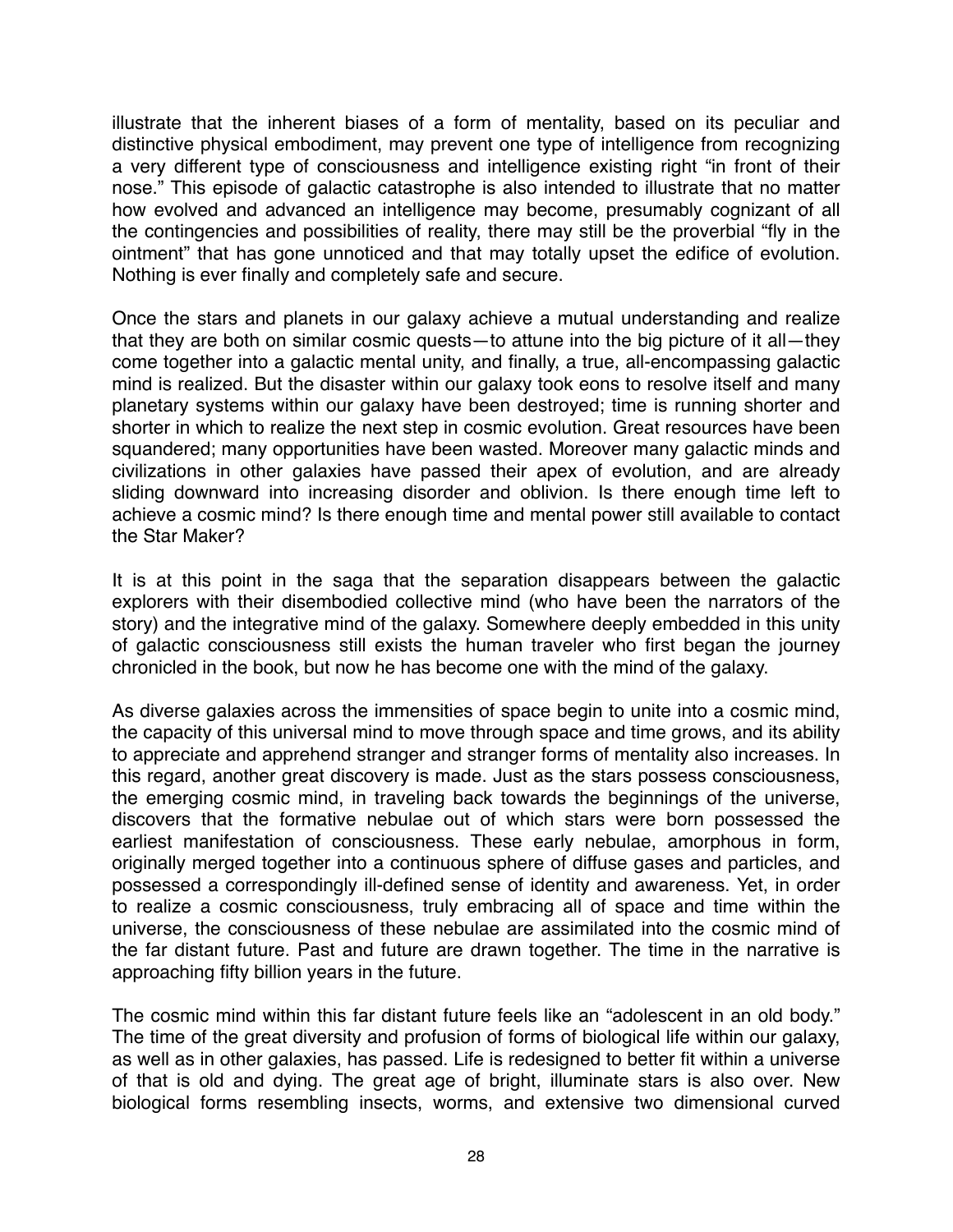illustrate that the inherent biases of a form of mentality, based on its peculiar and distinctive physical embodiment, may prevent one type of intelligence from recognizing a very different type of consciousness and intelligence existing right "in front of their nose." This episode of galactic catastrophe is also intended to illustrate that no matter how evolved and advanced an intelligence may become, presumably cognizant of all the contingencies and possibilities of reality, there may still be the proverbial "fly in the ointment" that has gone unnoticed and that may totally upset the edifice of evolution. Nothing is ever finally and completely safe and secure.

Once the stars and planets in our galaxy achieve a mutual understanding and realize that they are both on similar cosmic quests—to attune into the big picture of it all—they come together into a galactic mental unity, and finally, a true, all-encompassing galactic mind is realized. But the disaster within our galaxy took eons to resolve itself and many planetary systems within our galaxy have been destroyed; time is running shorter and shorter in which to realize the next step in cosmic evolution. Great resources have been squandered; many opportunities have been wasted. Moreover many galactic minds and civilizations in other galaxies have passed their apex of evolution, and are already sliding downward into increasing disorder and oblivion. Is there enough time left to achieve a cosmic mind? Is there enough time and mental power still available to contact the Star Maker?

It is at this point in the saga that the separation disappears between the galactic explorers with their disembodied collective mind (who have been the narrators of the story) and the integrative mind of the galaxy. Somewhere deeply embedded in this unity of galactic consciousness still exists the human traveler who first began the journey chronicled in the book, but now he has become one with the mind of the galaxy.

As diverse galaxies across the immensities of space begin to unite into a cosmic mind, the capacity of this universal mind to move through space and time grows, and its ability to appreciate and apprehend stranger and stranger forms of mentality also increases. In this regard, another great discovery is made. Just as the stars possess consciousness, the emerging cosmic mind, in traveling back towards the beginnings of the universe, discovers that the formative nebulae out of which stars were born possessed the earliest manifestation of consciousness. These early nebulae, amorphous in form, originally merged together into a continuous sphere of diffuse gases and particles, and possessed a correspondingly ill-defined sense of identity and awareness. Yet, in order to realize a cosmic consciousness, truly embracing all of space and time within the universe, the consciousness of these nebulae are assimilated into the cosmic mind of the far distant future. Past and future are drawn together. The time in the narrative is approaching fifty billion years in the future.

The cosmic mind within this far distant future feels like an "adolescent in an old body." The time of the great diversity and profusion of forms of biological life within our galaxy, as well as in other galaxies, has passed. Life is redesigned to better fit within a universe of that is old and dying. The great age of bright, illuminate stars is also over. New biological forms resembling insects, worms, and extensive two dimensional curved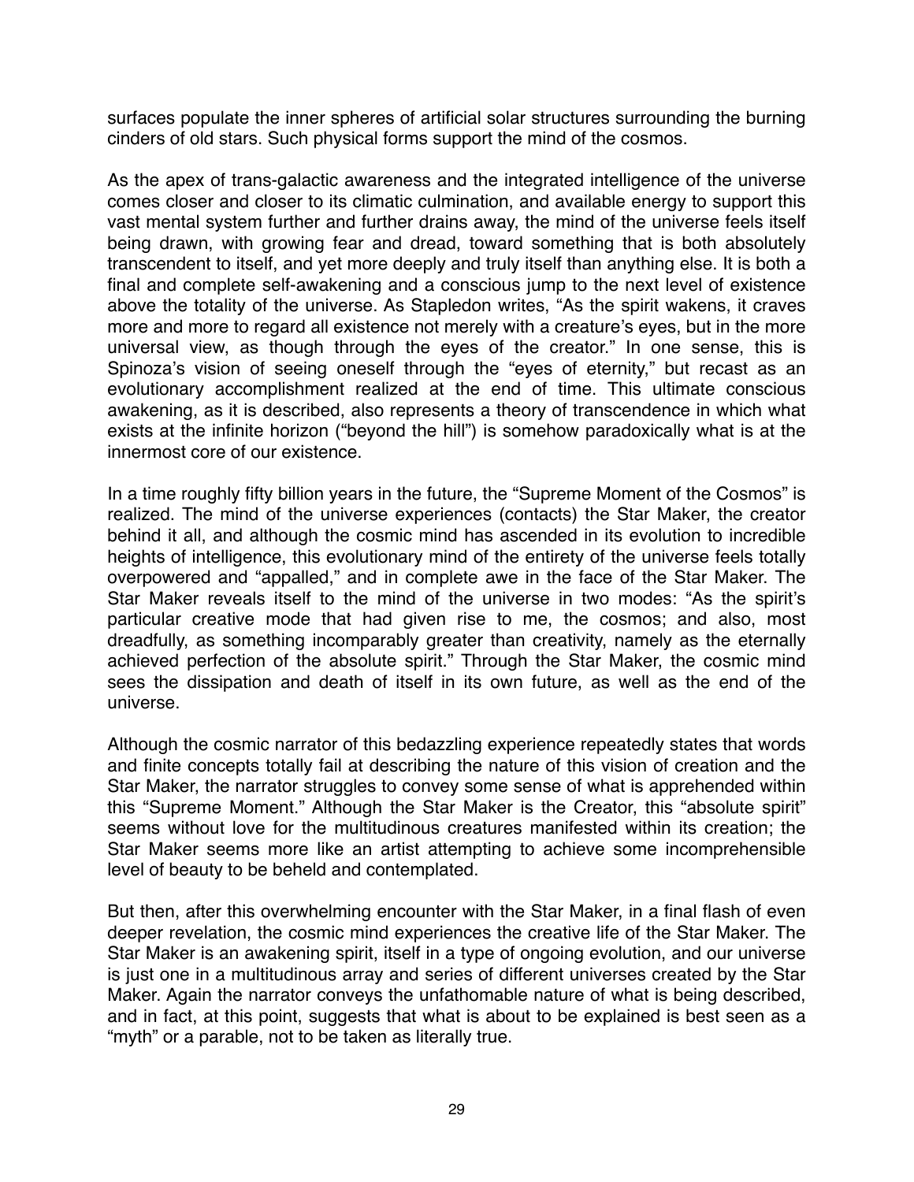surfaces populate the inner spheres of artificial solar structures surrounding the burning cinders of old stars. Such physical forms support the mind of the cosmos.

As the apex of trans-galactic awareness and the integrated intelligence of the universe comes closer and closer to its climatic culmination, and available energy to support this vast mental system further and further drains away, the mind of the universe feels itself being drawn, with growing fear and dread, toward something that is both absolutely transcendent to itself, and yet more deeply and truly itself than anything else. It is both a final and complete self-awakening and a conscious jump to the next level of existence above the totality of the universe. As Stapledon writes, "As the spirit wakens, it craves more and more to regard all existence not merely with a creature's eyes, but in the more universal view, as though through the eyes of the creator." In one sense, this is Spinoza's vision of seeing oneself through the "eyes of eternity," but recast as an evolutionary accomplishment realized at the end of time. This ultimate conscious awakening, as it is described, also represents a theory of transcendence in which what exists at the infinite horizon ("beyond the hill") is somehow paradoxically what is at the innermost core of our existence.

In a time roughly fifty billion years in the future, the "Supreme Moment of the Cosmos" is realized. The mind of the universe experiences (contacts) the Star Maker, the creator behind it all, and although the cosmic mind has ascended in its evolution to incredible heights of intelligence, this evolutionary mind of the entirety of the universe feels totally overpowered and "appalled," and in complete awe in the face of the Star Maker. The Star Maker reveals itself to the mind of the universe in two modes: "As the spirit's particular creative mode that had given rise to me, the cosmos; and also, most dreadfully, as something incomparably greater than creativity, namely as the eternally achieved perfection of the absolute spirit." Through the Star Maker, the cosmic mind sees the dissipation and death of itself in its own future, as well as the end of the universe.

Although the cosmic narrator of this bedazzling experience repeatedly states that words and finite concepts totally fail at describing the nature of this vision of creation and the Star Maker, the narrator struggles to convey some sense of what is apprehended within this "Supreme Moment." Although the Star Maker is the Creator, this "absolute spirit" seems without love for the multitudinous creatures manifested within its creation; the Star Maker seems more like an artist attempting to achieve some incomprehensible level of beauty to be beheld and contemplated.

But then, after this overwhelming encounter with the Star Maker, in a final flash of even deeper revelation, the cosmic mind experiences the creative life of the Star Maker. The Star Maker is an awakening spirit, itself in a type of ongoing evolution, and our universe is just one in a multitudinous array and series of different universes created by the Star Maker. Again the narrator conveys the unfathomable nature of what is being described, and in fact, at this point, suggests that what is about to be explained is best seen as a "myth" or a parable, not to be taken as literally true.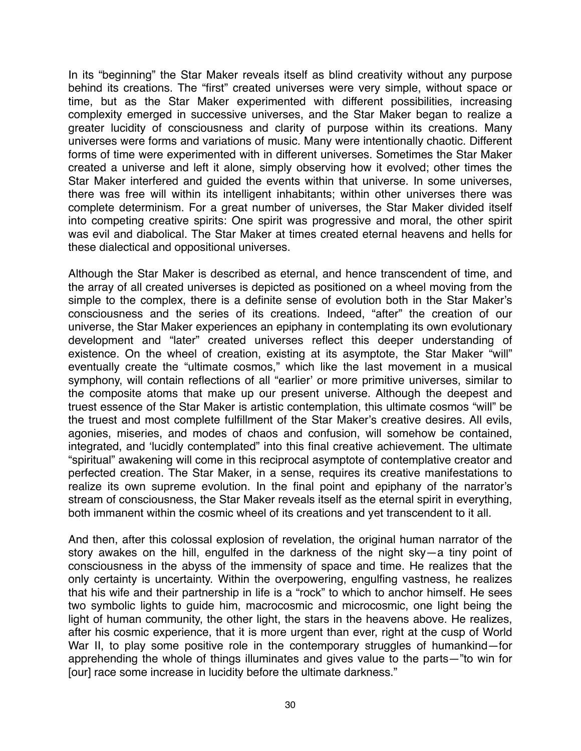In its “beginning” the Star Maker reveals itself as blind creativity without any purpose behind its creations. The “first” created universes were very simple, without space or time, but as the Star Maker experimented with different possibilities, increasing complexity emerged in successive universes, and the Star Maker began to realize a greater lucidity of consciousness and clarity of purpose within its creations. Many universes were forms and variations of music. Many were intentionally chaotic. Different forms of time were experimented with in different universes. Sometimes the Star Maker created a universe and left it alone, simply observing how it evolved; other times the Star Maker interfered and guided the events within that universe. In some universes, there was free will within its intelligent inhabitants; within other universes there was complete determinism. For a great number of universes, the Star Maker divided itself into competing creative spirits: One spirit was progressive and moral, the other spirit was evil and diabolical. The Star Maker at times created eternal heavens and hells for these dialectical and oppositional universes.

Although the Star Maker is described as eternal, and hence transcendent of time, and the array of all created universes is depicted as positioned on a wheel moving from the simple to the complex, there is a definite sense of evolution both in the Star Maker’s consciousness and the series of its creations. Indeed, “after” the creation of our universe, the Star Maker experiences an epiphany in contemplating its own evolutionary development and “later” created universes reflect this deeper understanding of existence. On the wheel of creation, existing at its asymptote, the Star Maker “will” eventually create the “ultimate cosmos,” which like the last movement in a musical symphony, will contain reflections of all “earlier’ or more primitive universes, similar to the composite atoms that make up our present universe. Although the deepest and truest essence of the Star Maker is artistic contemplation, this ultimate cosmos “will” be the truest and most complete fulfillment of the Star Maker’s creative desires. All evils, agonies, miseries, and modes of chaos and confusion, will somehow be contained, integrated, and ‘lucidly contemplated” into this final creative achievement. The ultimate “spiritual” awakening will come in this reciprocal asymptote of contemplative creator and perfected creation. The Star Maker, in a sense, requires its creative manifestations to realize its own supreme evolution. In the final point and epiphany of the narrator’s stream of consciousness, the Star Maker reveals itself as the eternal spirit in everything, both immanent within the cosmic wheel of its creations and yet transcendent to it all.

And then, after this colossal explosion of revelation, the original human narrator of the story awakes on the hill, engulfed in the darkness of the night sky—a tiny point of consciousness in the abyss of the immensity of space and time. He realizes that the only certainty is uncertainty. Within the overpowering, engulfing vastness, he realizes that his wife and their partnership in life is a “rock” to which to anchor himself. He sees two symbolic lights to guide him, macrocosmic and microcosmic, one light being the light of human community, the other light, the stars in the heavens above. He realizes, after his cosmic experience, that it is more urgent than ever, right at the cusp of World War II, to play some positive role in the contemporary struggles of humankind—for apprehending the whole of things illuminates and gives value to the parts—”to win for [our] race some increase in lucidity before the ultimate darkness.”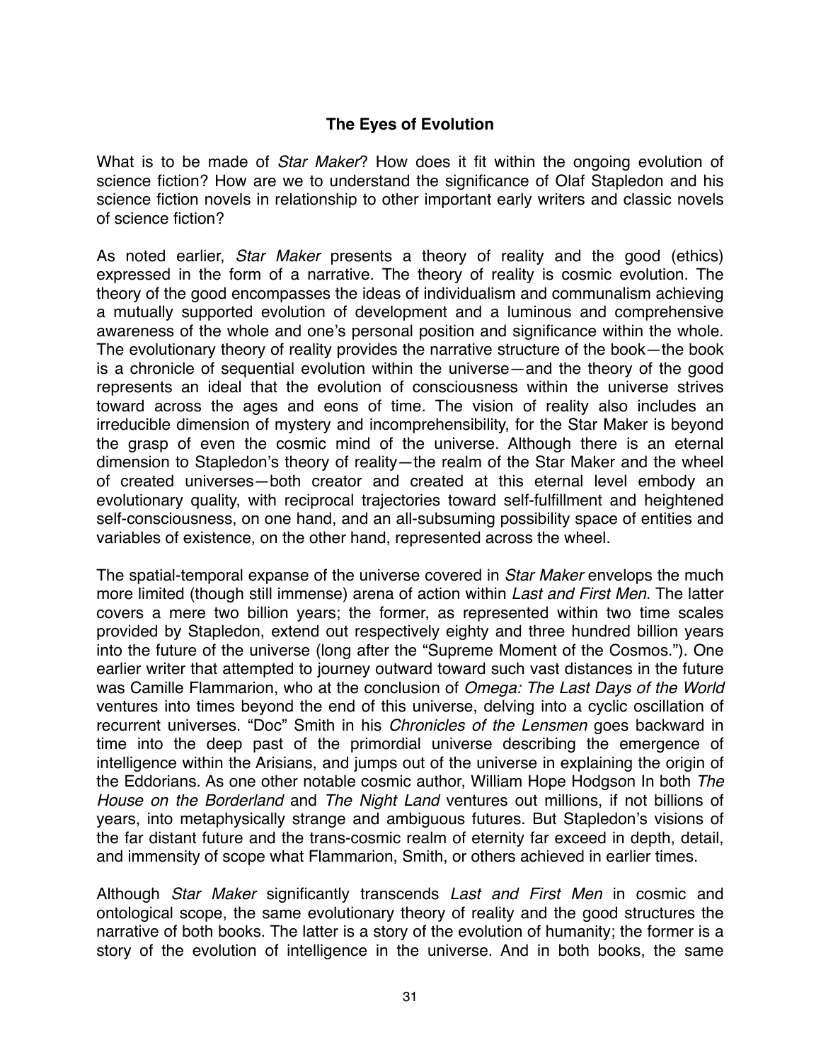### The Eyes of Evolution

What is to be made of *Star Maker*? How does it fit within the ongoing evolution of science fiction? How are we to understand the significance of Olaf Stapledon and his science fiction novels in relationship to other important early writers and classic novels of science fiction?

As noted earlier, *Star Maker* presents a theory of reality and the good (ethics) expressed in the form of a narrative. The theory of reality is cosmic evolution. The theory of the good encompasses the ideas of individualism and communalism achieving a mutually supported evolution of development and a luminous and comprehensive awareness of the whole and one's personal position and significance within the whole. The evolutionary theory of reality provides the narrative structure of the book—the book is a chronicle of sequential evolution within the universe—and the theory of the good represents an ideal that the evolution of consciousness within the universe strives toward across the ages and eons of time. The vision of reality also includes an irreducible dimension of mystery and incomprehensibility, for the Star Maker is beyond the grasp of even the cosmic mind of the universe. Although there is an eternal dimension to Stapledon's theory of reality—the realm of the Star Maker and the wheel of created universes—both creator and created at this eternal level embody an evolutionary quality, with reciprocal trajectories toward self-fulfillment and heightened self-consciousness, on one hand, and an all-subsuming possibility space of entities and variables of existence, on the other hand, represented across the wheel.

The spatial-temporal expanse of the universe covered in *Star Maker* envelops the much more limited (though still immense) arena of action within *Last and First Men*. The latter covers a mere two billion years; the former, as represented within two time scales provided by Stapledon, extend out respectively eighty and three hundred billion years into the future of the universe (long after the "Supreme Moment of the Cosmos."). One earlier writer that attempted to journey outward toward such vast distances in the future was Camille Flammarion, who at the conclusion of *Omega: The Last Days of the World* ventures into times beyond the end of this universe, delving into a cyclic oscillation of recurrent universes. "Doc" Smith in his *Chronicles of the Lensmen* goes backward in time into the deep past of the primordial universe describing the emergence of intelligence within the Arisians, and jumps out of the universe in explaining the origin of the Eddorians. As one other notable cosmic author, William Hope Hodgson In both *The House on the Borderland* and *The Night Land* ventures out millions, if not billions of years, into metaphysically strange and ambiguous futures. But Stapledon's visions of the far distant future and the trans-cosmic realm of eternity far exceed in depth, detail, and immensity of scope what Flammarion, Smith, or others achieved in earlier times.

Although *Star Maker* significantly transcends *Last and First Men* in cosmic and ontological scope, the same evolutionary theory of reality and the good structures the narrative of both books. The latter is a story of the evolution of humanity; the former is a story of the evolution of intelligence in the universe. And in both books, the same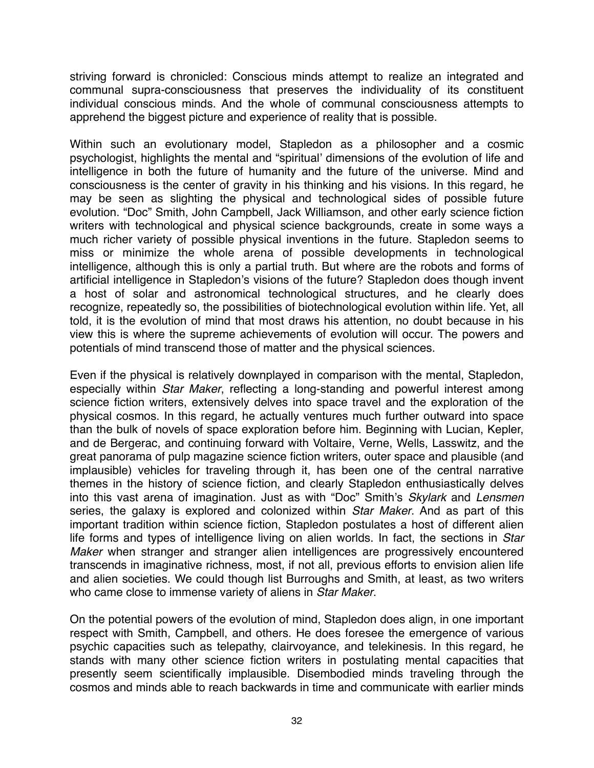striving forward is chronicled: Conscious minds attempt to realize an integrated and communal supra-consciousness that preserves the individuality of its constituent individual conscious minds. And the whole of communal consciousness attempts to apprehend the biggest picture and experience of reality that is possible.

Within such an evolutionary model, Stapledon as a philosopher and a cosmic psychologist, highlights the mental and "spiritual' dimensions of the evolution of life and intelligence in both the future of humanity and the future of the universe. Mind and consciousness is the center of gravity in his thinking and his visions. In this regard, he may be seen as slighting the physical and technological sides of possible future evolution. "Doc" Smith, John Campbell, Jack Williamson, and other early science fiction writers with technological and physical science backgrounds, create in some ways a much richer variety of possible physical inventions in the future. Stapledon seems to miss or minimize the whole arena of possible developments in technological intelligence, although this is only a partial truth. But where are the robots and forms of artificial intelligence in Stapledon's visions of the future? Stapledon does though invent a host of solar and astronomical technological structures, and he clearly does recognize, repeatedly so, the possibilities of biotechnological evolution within life. Yet, all told, it is the evolution of mind that most draws his attention, no doubt because in his view this is where the supreme achievements of evolution will occur. The powers and potentials of mind transcend those of matter and the physical sciences.

Even if the physical is relatively downplayed in comparison with the mental, Stapledon, especially within *Star Maker*, reflecting a long-standing and powerful interest among science fiction writers, extensively delves into space travel and the exploration of the physical cosmos. In this regard, he actually ventures much further outward into space than the bulk of novels of space exploration before him. Beginning with Lucian, Kepler, and de Bergerac, and continuing forward with Voltaire, Verne, Wells, Lasswitz, and the great panorama of pulp magazine science fiction writers, outer space and plausible (and implausible) vehicles for traveling through it, has been one of the central narrative themes in the history of science fiction, and clearly Stapledon enthusiastically delves into this vast arena of imagination. Just as with "Doc" Smith's *Skylark* and *Lensmen* series, the galaxy is explored and colonized within *Star Maker*. And as part of this important tradition within science fiction, Stapledon postulates a host of different alien life forms and types of intelligence living on alien worlds. In fact, the sections in *Star Maker* when stranger and stranger alien intelligences are progressively encountered transcends in imaginative richness, most, if not all, previous efforts to envision alien life and alien societies. We could though list Burroughs and Smith, at least, as two writers who came close to immense variety of aliens in *Star Maker*.

On the potential powers of the evolution of mind, Stapledon does align, in one important respect with Smith, Campbell, and others. He does foresee the emergence of various psychic capacities such as telepathy, clairvoyance, and telekinesis. In this regard, he stands with many other science fiction writers in postulating mental capacities that presently seem scientifically implausible. Disembodied minds traveling through the cosmos and minds able to reach backwards in time and communicate with earlier minds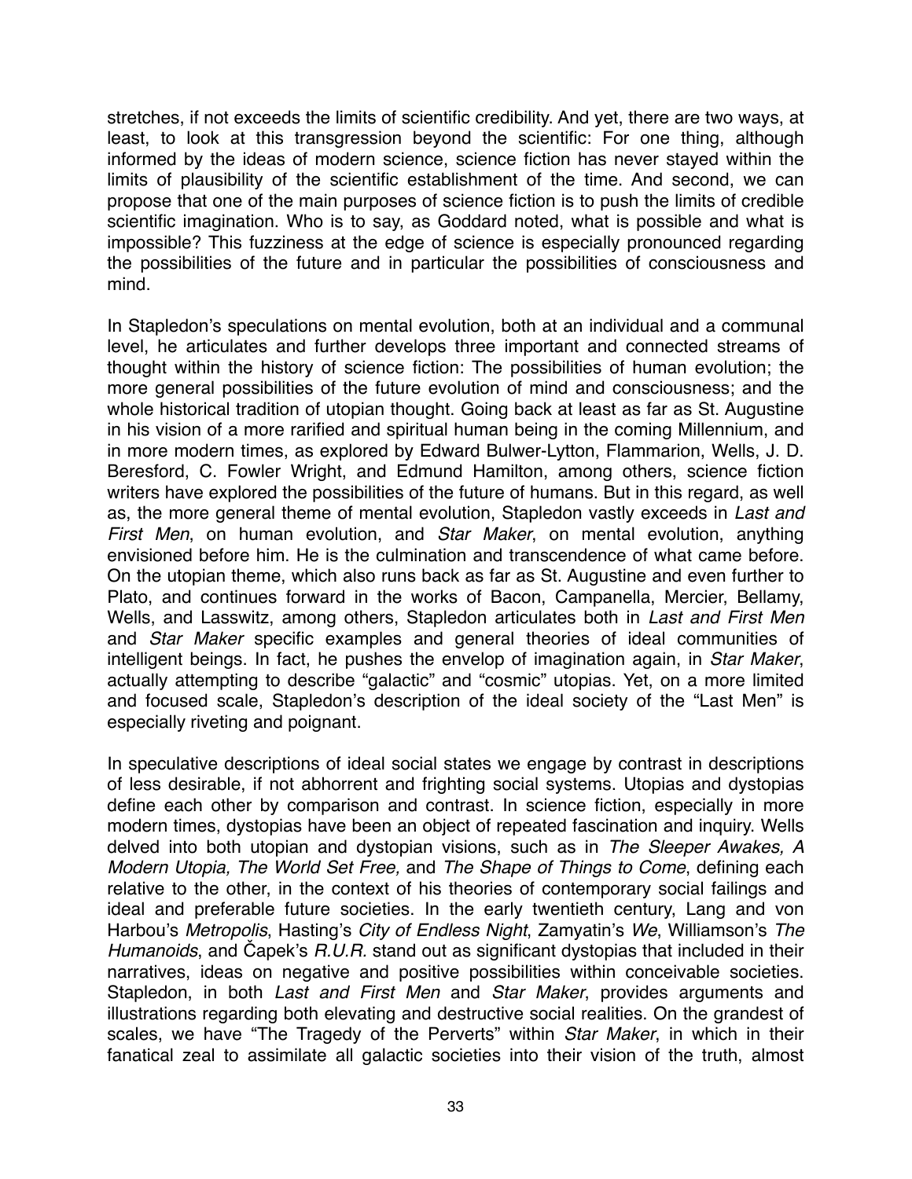stretches, if not exceeds the limits of scientific credibility. And yet, there are two ways, at least, to look at this transgression beyond the scientific: For one thing, although informed by the ideas of modern science, science fiction has never stayed within the limits of plausibility of the scientific establishment of the time. And second, we can propose that one of the main purposes of science fiction is to push the limits of credible scientific imagination. Who is to say, as Goddard noted, what is possible and what is impossible? This fuzziness at the edge of science is especially pronounced regarding the possibilities of the future and in particular the possibilities of consciousness and mind.

In Stapledon's speculations on mental evolution, both at an individual and a communal level, he articulates and further develops three important and connected streams of thought within the history of science fiction: The possibilities of human evolution; the more general possibilities of the future evolution of mind and consciousness; and the whole historical tradition of utopian thought. Going back at least as far as St. Augustine in his vision of a more rarified and spiritual human being in the coming Millennium, and in more modern times, as explored by Edward Bulwer-Lytton, Flammarion, Wells, J. D. Beresford, C. Fowler Wright, and Edmund Hamilton, among others, science fiction writers have explored the possibilities of the future of humans. But in this regard, as well as, the more general theme of mental evolution, Stapledon vastly exceeds in *Last and First Men*, on human evolution, and *Star Maker*, on mental evolution, anything envisioned before him. He is the culmination and transcendence of what came before. On the utopian theme, which also runs back as far as St. Augustine and even further to Plato, and continues forward in the works of Bacon, Campanella, Mercier, Bellamy, Wells, and Lasswitz, among others, Stapledon articulates both in *Last and First Men* and *Star Maker* specific examples and general theories of ideal communities of intelligent beings. In fact, he pushes the envelop of imagination again, in *Star Maker*, actually attempting to describe "galactic" and "cosmic" utopias. Yet, on a more limited and focused scale, Stapledon's description of the ideal society of the "Last Men" is especially riveting and poignant.

In speculative descriptions of ideal social states we engage by contrast in descriptions of less desirable, if not abhorrent and frighting social systems. Utopias and dystopias define each other by comparison and contrast. In science fiction, especially in more modern times, dystopias have been an object of repeated fascination and inquiry. Wells delved into both utopian and dystopian visions, such as in *The Sleeper Awakes, A Modern Utopia, The World Set Free,* and *The Shape of Things to Come*, defining each relative to the other, in the context of his theories of contemporary social failings and ideal and preferable future societies. In the early twentieth century, Lang and von Harbou's *Metropolis*, Hasting's *City of Endless Night*, Zamyatin's *We*, Williamson's *The Humanoids*, and Čapek's *R.U.R.* stand out as significant dystopias that included in their narratives, ideas on negative and positive possibilities within conceivable societies. Stapledon, in both *Last and First Men* and *Star Maker*, provides arguments and illustrations regarding both elevating and destructive social realities. On the grandest of scales, we have "The Tragedy of the Perverts" within *Star Maker*, in which in their fanatical zeal to assimilate all galactic societies into their vision of the truth, almost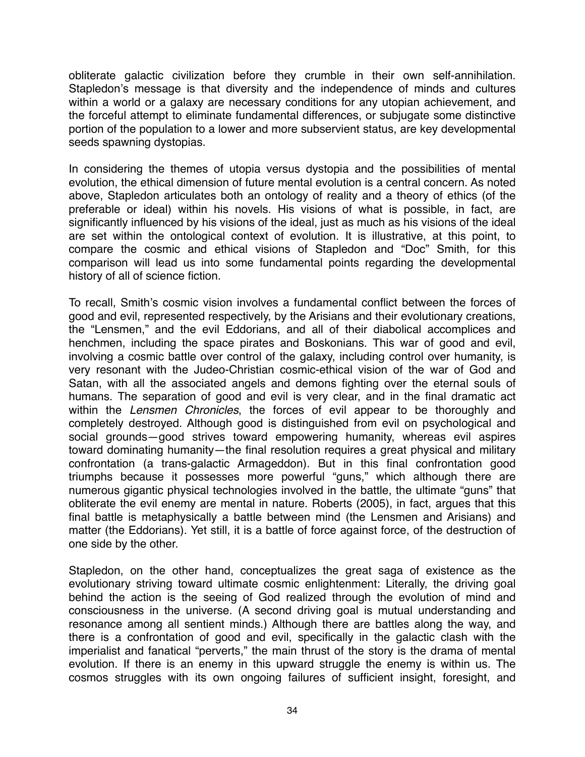obliterate galactic civilization before they crumble in their own self-annihilation. Stapledon's message is that diversity and the independence of minds and cultures within a world or a galaxy are necessary conditions for any utopian achievement, and the forceful attempt to eliminate fundamental differences, or subjugate some distinctive portion of the population to a lower and more subservient status, are key developmental seeds spawning dystopias.

In considering the themes of utopia versus dystopia and the possibilities of mental evolution, the ethical dimension of future mental evolution is a central concern. As noted above, Stapledon articulates both an ontology of reality and a theory of ethics (of the preferable or ideal) within his novels. His visions of what is possible, in fact, are significantly influenced by his visions of the ideal, just as much as his visions of the ideal are set within the ontological context of evolution. It is illustrative, at this point, to compare the cosmic and ethical visions of Stapledon and "Doc" Smith, for this comparison will lead us into some fundamental points regarding the developmental history of all of science fiction.

To recall, Smith's cosmic vision involves a fundamental conflict between the forces of good and evil, represented respectively, by the Arisians and their evolutionary creations, the "Lensmen," and the evil Eddorians, and all of their diabolical accomplices and henchmen, including the space pirates and Boskonians. This war of good and evil, involving a cosmic battle over control of the galaxy, including control over humanity, is very resonant with the Judeo-Christian cosmic-ethical vision of the war of God and Satan, with all the associated angels and demons fighting over the eternal souls of humans. The separation of good and evil is very clear, and in the final dramatic act within the *Lensmen Chronicles*, the forces of evil appear to be thoroughly and completely destroyed. Although good is distinguished from evil on psychological and social grounds—good strives toward empowering humanity, whereas evil aspires toward dominating humanity—the final resolution requires a great physical and military confrontation (a trans-galactic Armageddon). But in this final confrontation good triumphs because it possesses more powerful "guns," which although there are numerous gigantic physical technologies involved in the battle, the ultimate "guns" that obliterate the evil enemy are mental in nature. Roberts (2005), in fact, argues that this final battle is metaphysically a battle between mind (the Lensmen and Arisians) and matter (the Eddorians). Yet still, it is a battle of force against force, of the destruction of one side by the other.

Stapledon, on the other hand, conceptualizes the great saga of existence as the evolutionary striving toward ultimate cosmic enlightenment: Literally, the driving goal behind the action is the seeing of God realized through the evolution of mind and consciousness in the universe. (A second driving goal is mutual understanding and resonance among all sentient minds.) Although there are battles along the way, and there is a confrontation of good and evil, specifically in the galactic clash with the imperialist and fanatical "perverts," the main thrust of the story is the drama of mental evolution. If there is an enemy in this upward struggle the enemy is within us. The cosmos struggles with its own ongoing failures of sufficient insight, foresight, and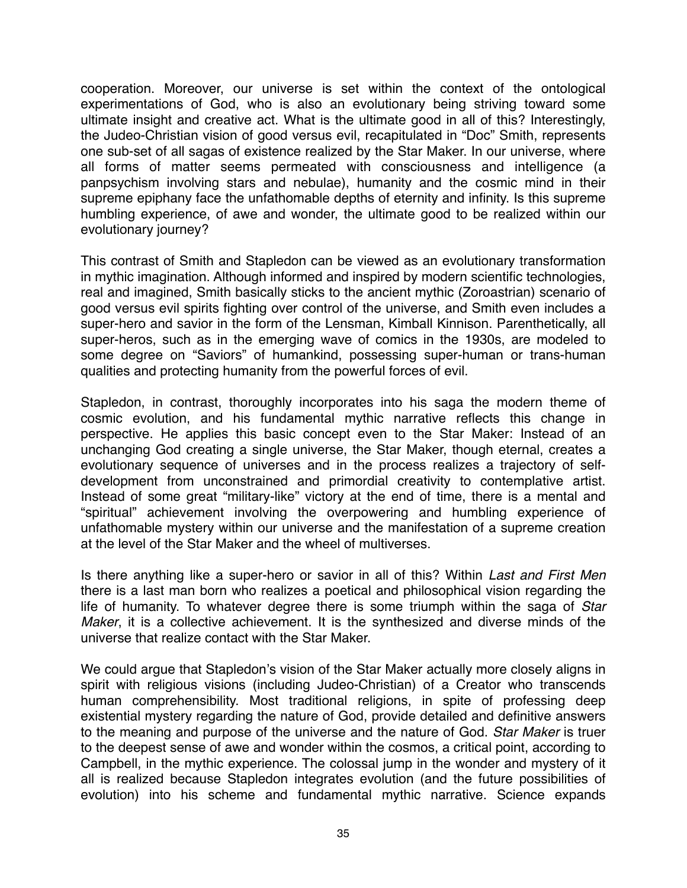cooperation. Moreover, our universe is set within the context of the ontological experimentations of God, who is also an evolutionary being striving toward some ultimate insight and creative act. What is the ultimate good in all of this? Interestingly, the Judeo-Christian vision of good versus evil, recapitulated in "Doc" Smith, represents one sub-set of all sagas of existence realized by the Star Maker. In our universe, where all forms of matter seems permeated with consciousness and intelligence (a panpsychism involving stars and nebulae), humanity and the cosmic mind in their supreme epiphany face the unfathomable depths of eternity and infinity. Is this supreme humbling experience, of awe and wonder, the ultimate good to be realized within our evolutionary journey?

This contrast of Smith and Stapledon can be viewed as an evolutionary transformation in mythic imagination. Although informed and inspired by modern scientific technologies, real and imagined, Smith basically sticks to the ancient mythic (Zoroastrian) scenario of good versus evil spirits fighting over control of the universe, and Smith even includes a super-hero and savior in the form of the Lensman, Kimball Kinnison. Parenthetically, all super-heros, such as in the emerging wave of comics in the 1930s, are modeled to some degree on "Saviors" of humankind, possessing super-human or trans-human qualities and protecting humanity from the powerful forces of evil.

Stapledon, in contrast, thoroughly incorporates into his saga the modern theme of cosmic evolution, and his fundamental mythic narrative reflects this change in perspective. He applies this basic concept even to the Star Maker: Instead of an unchanging God creating a single universe, the Star Maker, though eternal, creates a evolutionary sequence of universes and in the process realizes a trajectory of self-development from unconstrained and primordial creativity to contemplative artist. Instead of some great "military-like" victory at the end of time, there is a mental and "spiritual" achievement involving the overpowering and humbling experience of unfathomable mystery within our universe and the manifestation of a supreme creation at the level of the Star Maker and the wheel of multiverses.

Is there anything like a super-hero or savior in all of this? Within *Last and First Men* there is a last man born who realizes a poetical and philosophical vision regarding the life of humanity. To whatever degree there is some triumph within the saga of *Star Maker*, it is a collective achievement. It is the synthesized and diverse minds of the universe that realize contact with the Star Maker.

We could argue that Stapledon's vision of the Star Maker actually more closely aligns in spirit with religious visions (including Judeo-Christian) of a Creator who transcends human comprehensibility. Most traditional religions, in spite of professing deep existential mystery regarding the nature of God, provide detailed and definitive answers to the meaning and purpose of the universe and the nature of God. *Star Maker* is truer to the deepest sense of awe and wonder within the cosmos, a critical point, according to Campbell, in the mythic experience. The colossal jump in the wonder and mystery of it all is realized because Stapledon integrates evolution (and the future possibilities of evolution) into his scheme and fundamental mythic narrative. Science expands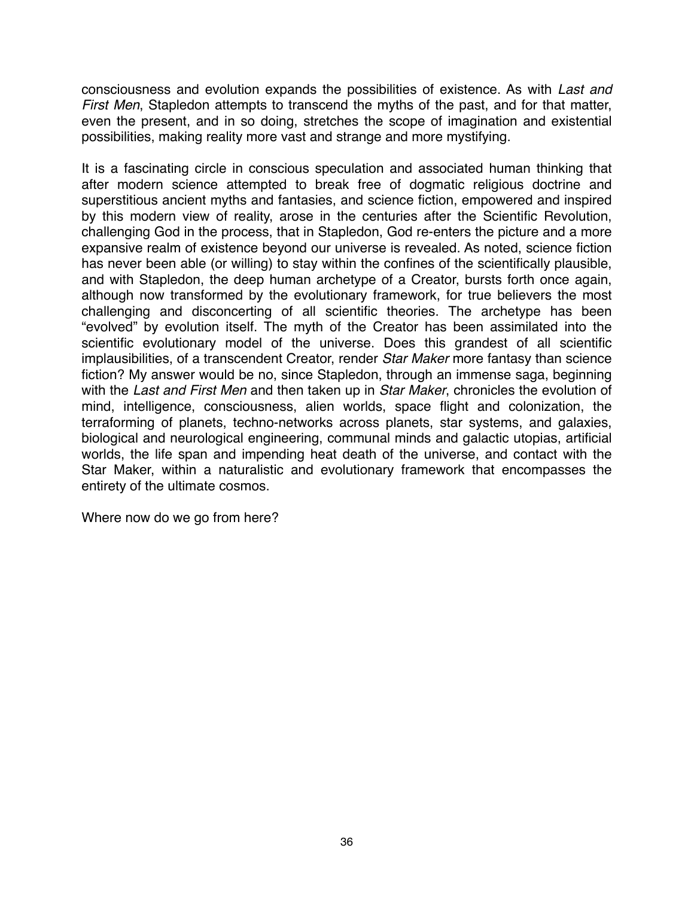consciousness and evolution expands the possibilities of existence. As with *Last and First Men*, Stapledon attempts to transcend the myths of the past, and for that matter, even the present, and in so doing, stretches the scope of imagination and existential possibilities, making reality more vast and strange and more mystifying.

It is a fascinating circle in conscious speculation and associated human thinking that after modern science attempted to break free of dogmatic religious doctrine and superstitious ancient myths and fantasies, and science fiction, empowered and inspired by this modern view of reality, arose in the centuries after the Scientific Revolution, challenging God in the process, that in Stapledon, God re-enters the picture and a more expansive realm of existence beyond our universe is revealed. As noted, science fiction has never been able (or willing) to stay within the confines of the scientifically plausible, and with Stapledon, the deep human archetype of a Creator, bursts forth once again, although now transformed by the evolutionary framework, for true believers the most challenging and disconcerting of all scientific theories. The archetype has been "evolved" by evolution itself. The myth of the Creator has been assimilated into the scientific evolutionary model of the universe. Does this grandest of all scientific implausibilities, of a transcendent Creator, render *Star Maker* more fantasy than science fiction? My answer would be no, since Stapledon, through an immense saga, beginning with the *Last and First Men* and then taken up in *Star Maker*, chronicles the evolution of mind, intelligence, consciousness, alien worlds, space flight and colonization, the terraforming of planets, techno-networks across planets, star systems, and galaxies, biological and neurological engineering, communal minds and galactic utopias, artificial worlds, the life span and impending heat death of the universe, and contact with the Star Maker, within a naturalistic and evolutionary framework that encompasses the entirety of the ultimate cosmos.

Where now do we go from here?